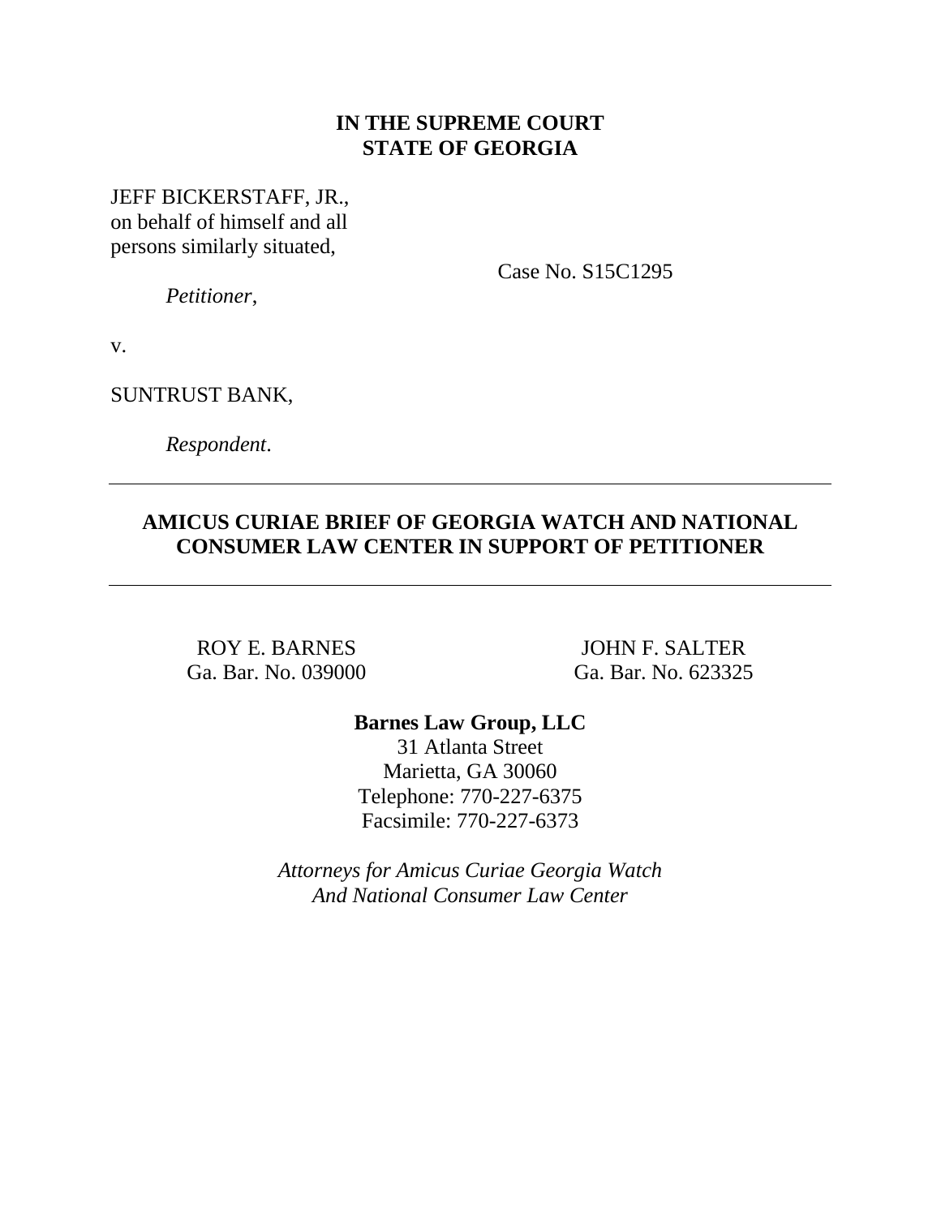**IN THE SUPREME COURT**
**STATE OF GEORGIA**

JEFF BICKERSTAFF, JR.,
on behalf of himself and all
persons similarly situated,

*Petitioner*,

Case No. S15C1295

v.

SUNTRUST BANK,

*Respondent*.

---

**AMICUS CURIAE BRIEF OF GEORGIA WATCH AND NATIONAL CONSUMER LAW CENTER IN SUPPORT OF PETITIONER**

---

ROY E. BARNES
Ga. Bar. No. 039000

JOHN F. SALTER
Ga. Bar. No. 623325

**Barnes Law Group, LLC**
31 Atlanta Street
Marietta, GA 30060
Telephone: 770-227-6375
Facsimile: 770-227-6373

*Attorneys for Amicus Curiae Georgia Watch*
*And National Consumer Law Center*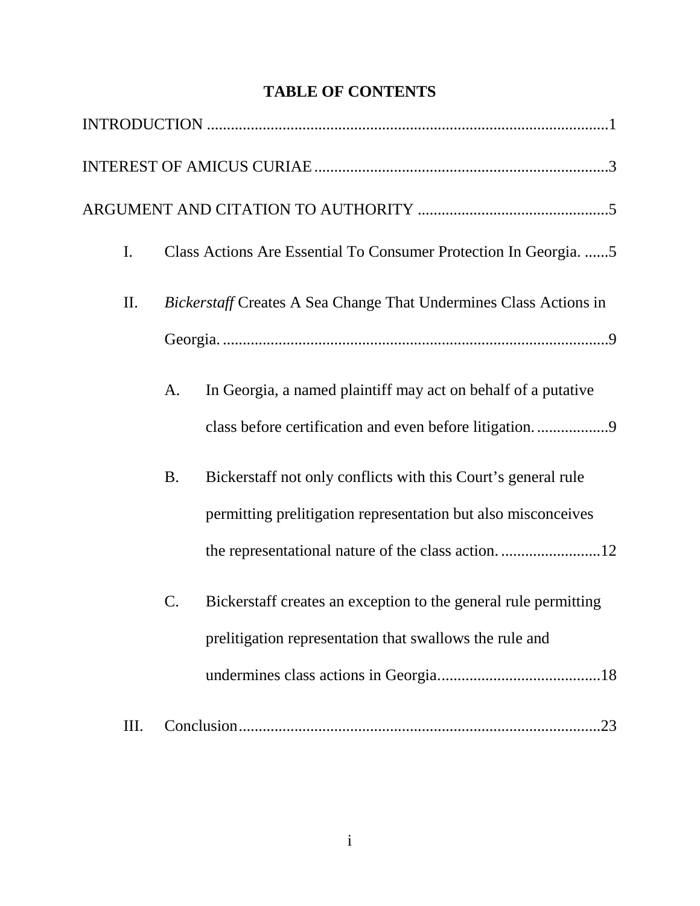# TABLE OF CONTENTS

INTRODUCTION ....................................................................................................1

INTEREST OF AMICUS CURIAE .........................................................................3

ARGUMENT AND CITATION TO AUTHORITY ................................................5

- I. Class Actions Are Essential To Consumer Protection In Georgia. ......5
- II. *Bickerstaff* Creates A Sea Change That Undermines Class Actions in Georgia. ................................................................................................9
  - A. In Georgia, a named plaintiff may act on behalf of a putative class before certification and even before litigation. ..................9
  - B. Bickerstaff not only conflicts with this Court's general rule permitting prelitigation representation but also misconceives the representational nature of the class action. .........................12
  - C. Bickerstaff creates an exception to the general rule permitting prelitigation representation that swallows the rule and undermines class actions in Georgia.........................................18
- III. Conclusion...........................................................................................23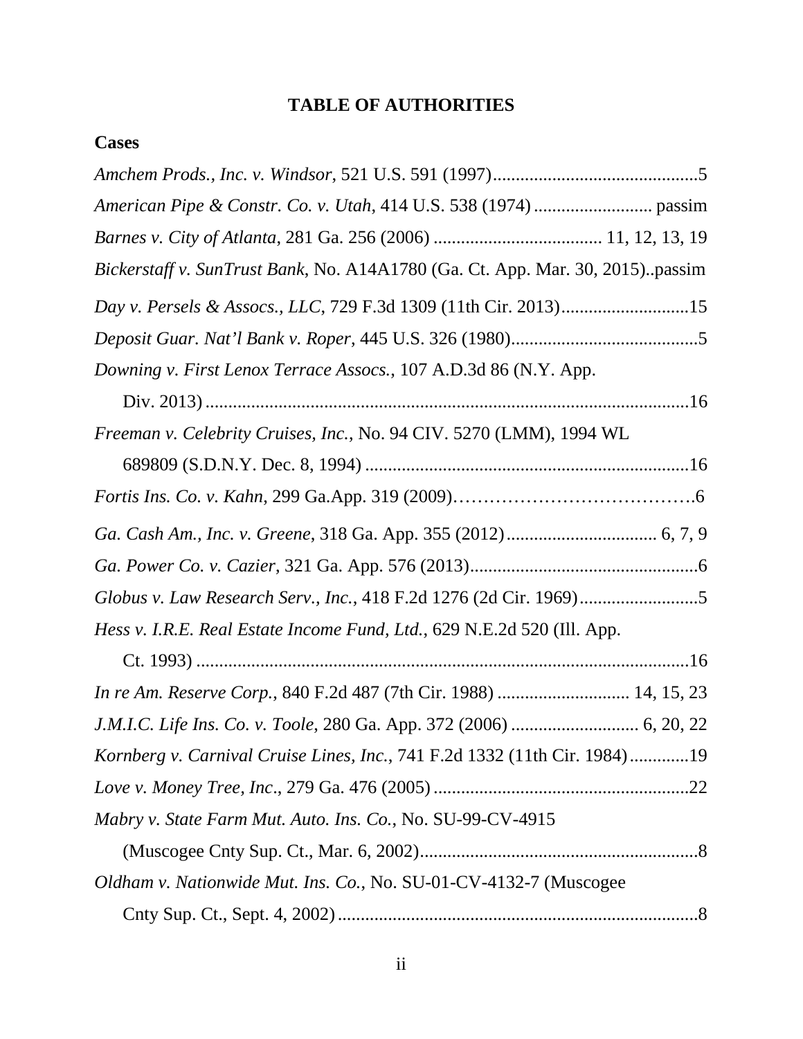# TABLE OF AUTHORITIES

## Cases

*Amchem Prods., Inc. v. Windsor*, 521 U.S. 591 (1997).............................................5

*American Pipe & Constr. Co. v. Utah*, 414 U.S. 538 (1974) .......................... passim

*Barnes v. City of Atlanta*, 281 Ga. 256 (2006) ..................................... 11, 12, 13, 19

*Bickerstaff v. SunTrust Bank*, No. A14A1780 (Ga. Ct. App. Mar. 30, 2015)..passim

*Day v. Persels & Assocs., LLC*, 729 F.3d 1309 (11th Cir. 2013)............................15

*Deposit Guar. Nat'l Bank v. Roper*, 445 U.S. 326 (1980)..........................................5

*Downing v. First Lenox Terrace Assocs.*, 107 A.D.3d 86 (N.Y. App. Div. 2013) ..........................................................................................................16

*Freeman v. Celebrity Cruises, Inc.*, No. 94 CIV. 5270 (LMM), 1994 WL 689809 (S.D.N.Y. Dec. 8, 1994) .......................................................................16

*Fortis Ins. Co. v. Kahn*, 299 Ga.App. 319 (2009)………………………………….6

*Ga. Cash Am., Inc. v. Greene*, 318 Ga. App. 355 (2012)................................. 6, 7, 9

*Ga. Power Co. v. Cazier*, 321 Ga. App. 576 (2013)..................................................6

*Globus v. Law Research Serv., Inc.*, 418 F.2d 1276 (2d Cir. 1969)..........................5

*Hess v. I.R.E. Real Estate Income Fund, Ltd.*, 629 N.E.2d 520 (Ill. App. Ct. 1993) ...........................................................................................................16

*In re Am. Reserve Corp.*, 840 F.2d 487 (7th Cir. 1988) ............................. 14, 15, 23

*J.M.I.C. Life Ins. Co. v. Toole*, 280 Ga. App. 372 (2006) ............................ 6, 20, 22

*Kornberg v. Carnival Cruise Lines, Inc.*, 741 F.2d 1332 (11th Cir. 1984).............19

*Love v. Money Tree, Inc*., 279 Ga. 476 (2005) ........................................................22

*Mabry v. State Farm Mut. Auto. Ins. Co.*, No. SU-99-CV-4915 (Muscogee Cnty Sup. Ct., Mar. 6, 2002).............................................................8

*Oldham v. Nationwide Mut. Ins. Co.*, No. SU-01-CV-4132-7 (Muscogee Cnty Sup. Ct., Sept. 4, 2002)...............................................................................8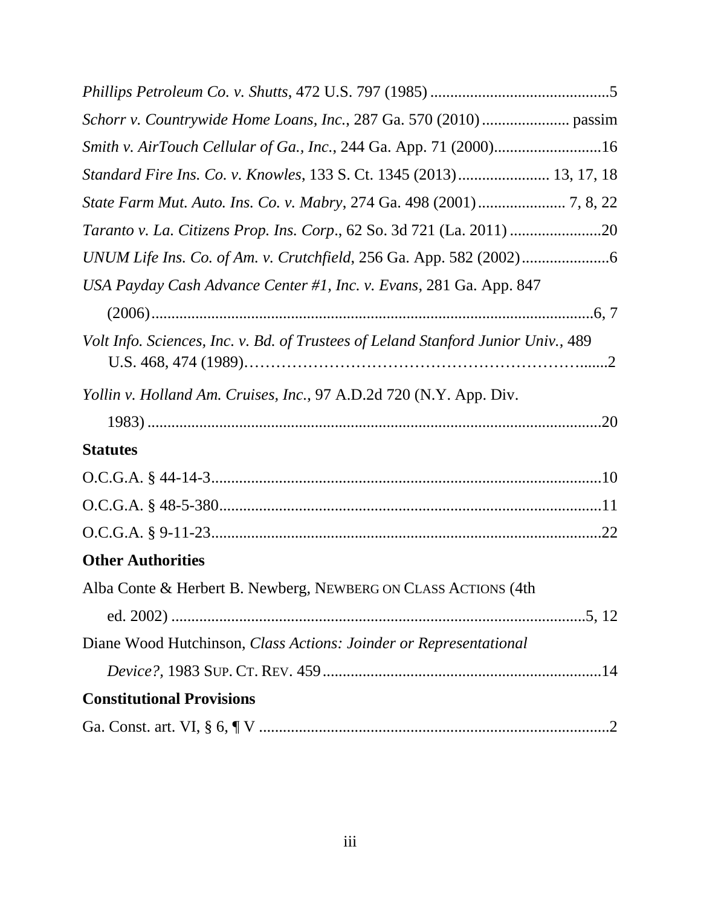*Phillips Petroleum Co. v. Shutts*, 472 U.S. 797 (1985) ............................................5

*Schorr v. Countrywide Home Loans, Inc.*, 287 Ga. 570 (2010) ...................... passim

*Smith v. AirTouch Cellular of Ga., Inc.*, 244 Ga. App. 71 (2000)...........................16

*Standard Fire Ins. Co. v. Knowles*, 133 S. Ct. 1345 (2013)....................... 13, 17, 18

*State Farm Mut. Auto. Ins. Co. v. Mabry*, 274 Ga. 498 (2001) ...................... 7, 8, 22

*Taranto v. La. Citizens Prop. Ins. Corp*., 62 So. 3d 721 (La. 2011) .......................20

*UNUM Life Ins. Co. of Am. v. Crutchfield*, 256 Ga. App. 582 (2002)......................6

*USA Payday Cash Advance Center #1, Inc. v. Evans*, 281 Ga. App. 847 (2006)................................................................................................6, 7

*Volt Info. Sciences, Inc. v. Bd. of Trustees of Leland Stanford Junior Univ.*, 489 U.S. 468, 474 (1989)……………………………………………………......2

*Yollin v. Holland Am. Cruises, Inc.*, 97 A.D.2d 720 (N.Y. App. Div. 1983) ..................................................................................................20

**Statutes**

O.C.G.A. § 44-14-3..................................................................................................10

O.C.G.A. § 48-5-380................................................................................................11

O.C.G.A. § 9-11-23..................................................................................................22

**Other Authorities**

Alba Conte & Herbert B. Newberg, NEWBERG ON CLASS ACTIONS (4th ed. 2002) .........................................................................................5, 12

Diane Wood Hutchinson, *Class Actions: Joinder or Representational Device?*, 1983 SUP. CT. REV. 459 ......................................................................14

**Constitutional Provisions**

Ga. Const. art. VI, § 6, ¶ V ........................................................................................2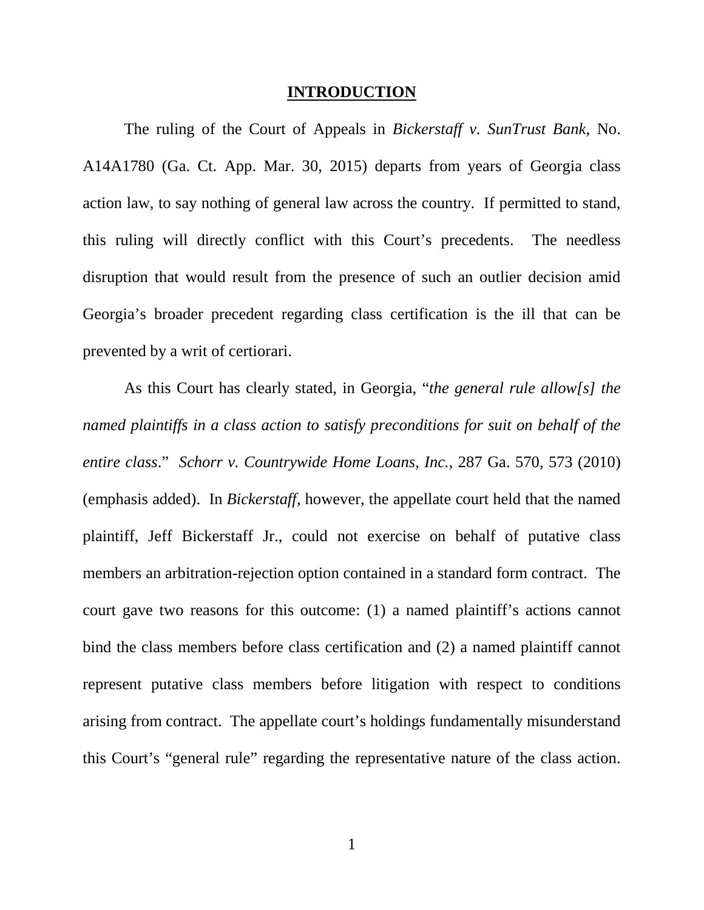## **INTRODUCTION**

The ruling of the Court of Appeals in *Bickerstaff v. SunTrust Bank*, No. A14A1780 (Ga. Ct. App. Mar. 30, 2015) departs from years of Georgia class action law, to say nothing of general law across the country. If permitted to stand, this ruling will directly conflict with this Court's precedents. The needless disruption that would result from the presence of such an outlier decision amid Georgia's broader precedent regarding class certification is the ill that can be prevented by a writ of certiorari.

As this Court has clearly stated, in Georgia, "*the general rule allow[s] the named plaintiffs in a class action to satisfy preconditions for suit on behalf of the entire class*." *Schorr v. Countrywide Home Loans, Inc.*, 287 Ga. 570, 573 (2010) (emphasis added). In *Bickerstaff*, however, the appellate court held that the named plaintiff, Jeff Bickerstaff Jr., could not exercise on behalf of putative class members an arbitration-rejection option contained in a standard form contract. The court gave two reasons for this outcome: (1) a named plaintiff's actions cannot bind the class members before class certification and (2) a named plaintiff cannot represent putative class members before litigation with respect to conditions arising from contract. The appellate court's holdings fundamentally misunderstand this Court's "general rule" regarding the representative nature of the class action.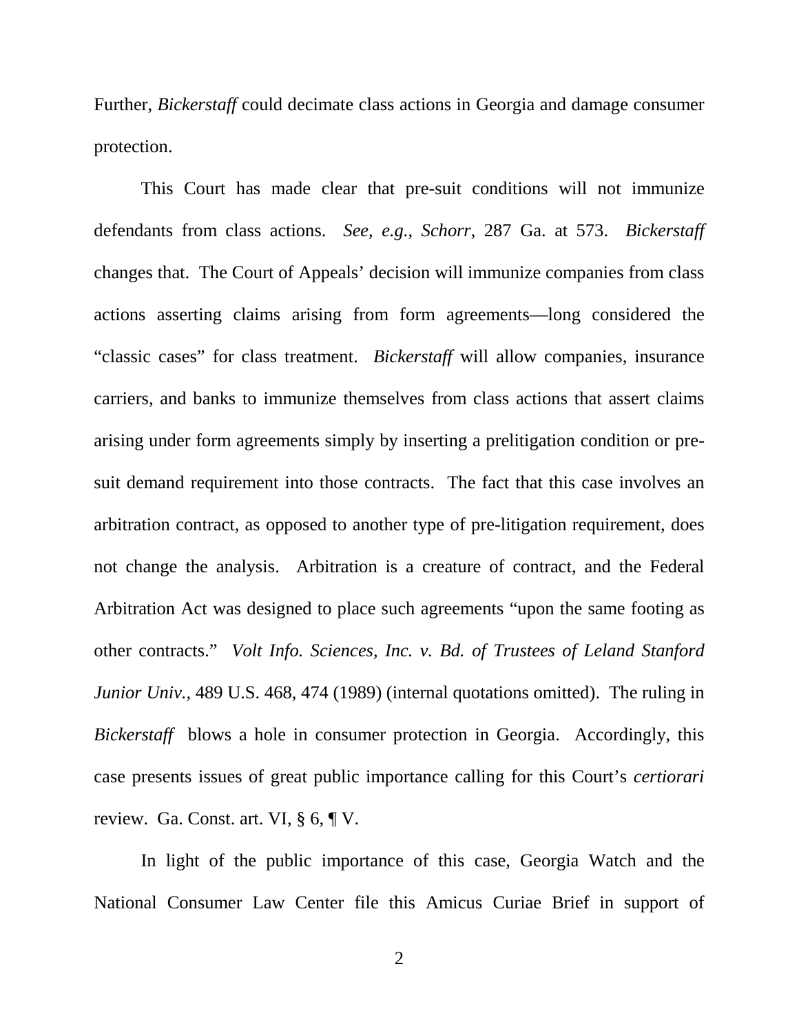Further, *Bickerstaff* could decimate class actions in Georgia and damage consumer protection.

This Court has made clear that pre-suit conditions will not immunize defendants from class actions. *See, e.g.*, *Schorr*, 287 Ga. at 573. *Bickerstaff* changes that. The Court of Appeals' decision will immunize companies from class actions asserting claims arising from form agreements—long considered the "classic cases" for class treatment. *Bickerstaff* will allow companies, insurance carriers, and banks to immunize themselves from class actions that assert claims arising under form agreements simply by inserting a prelitigation condition or pre-suit demand requirement into those contracts. The fact that this case involves an arbitration contract, as opposed to another type of pre-litigation requirement, does not change the analysis. Arbitration is a creature of contract, and the Federal Arbitration Act was designed to place such agreements "upon the same footing as other contracts." *Volt Info. Sciences, Inc. v. Bd. of Trustees of Leland Stanford Junior Univ.*, 489 U.S. 468, 474 (1989) (internal quotations omitted). The ruling in *Bickerstaff* blows a hole in consumer protection in Georgia. Accordingly, this case presents issues of great public importance calling for this Court's *certiorari* review. Ga. Const. art. VI, § 6, ¶ V.

In light of the public importance of this case, Georgia Watch and the National Consumer Law Center file this Amicus Curiae Brief in support of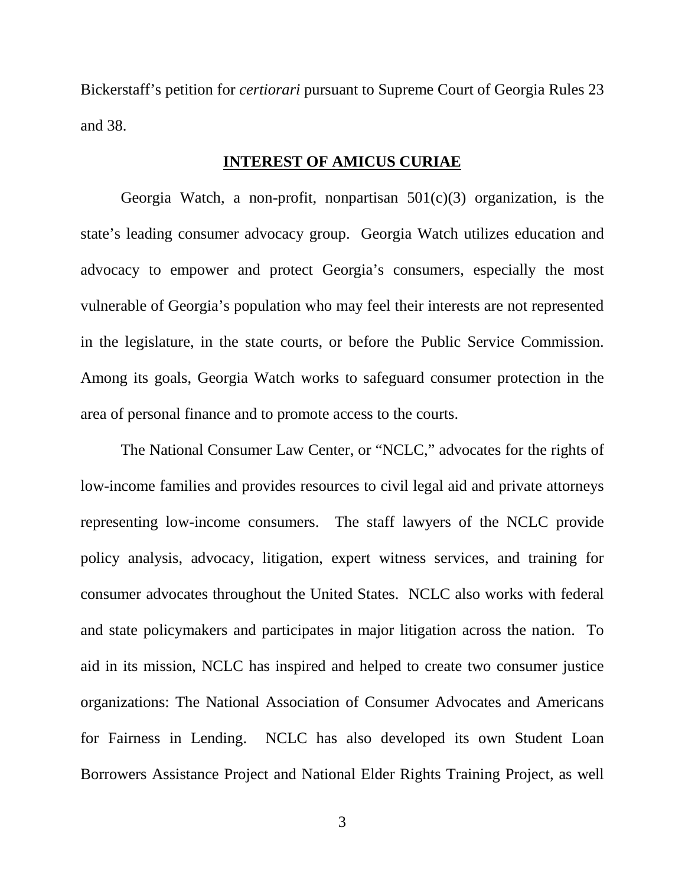Bickerstaff's petition for *certiorari* pursuant to Supreme Court of Georgia Rules 23 and 38.

## INTEREST OF AMICUS CURIAE

Georgia Watch, a non-profit, nonpartisan 501(c)(3) organization, is the state's leading consumer advocacy group. Georgia Watch utilizes education and advocacy to empower and protect Georgia's consumers, especially the most vulnerable of Georgia's population who may feel their interests are not represented in the legislature, in the state courts, or before the Public Service Commission. Among its goals, Georgia Watch works to safeguard consumer protection in the area of personal finance and to promote access to the courts.

The National Consumer Law Center, or "NCLC," advocates for the rights of low-income families and provides resources to civil legal aid and private attorneys representing low-income consumers. The staff lawyers of the NCLC provide policy analysis, advocacy, litigation, expert witness services, and training for consumer advocates throughout the United States. NCLC also works with federal and state policymakers and participates in major litigation across the nation. To aid in its mission, NCLC has inspired and helped to create two consumer justice organizations: The National Association of Consumer Advocates and Americans for Fairness in Lending. NCLC has also developed its own Student Loan Borrowers Assistance Project and National Elder Rights Training Project, as well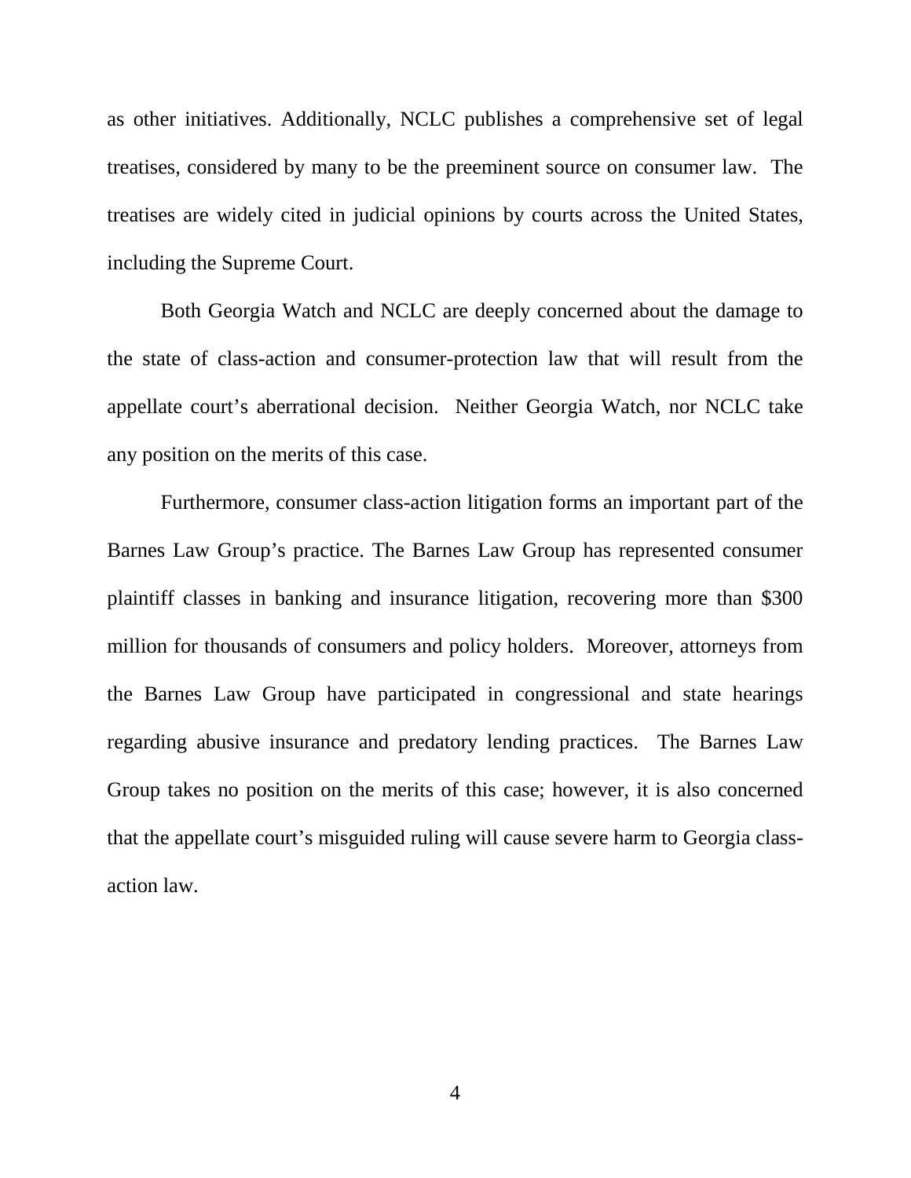as other initiatives. Additionally, NCLC publishes a comprehensive set of legal treatises, considered by many to be the preeminent source on consumer law. The treatises are widely cited in judicial opinions by courts across the United States, including the Supreme Court.

Both Georgia Watch and NCLC are deeply concerned about the damage to the state of class-action and consumer-protection law that will result from the appellate court's aberrational decision. Neither Georgia Watch, nor NCLC take any position on the merits of this case.

Furthermore, consumer class-action litigation forms an important part of the Barnes Law Group's practice. The Barnes Law Group has represented consumer plaintiff classes in banking and insurance litigation, recovering more than $300 million for thousands of consumers and policy holders. Moreover, attorneys from the Barnes Law Group have participated in congressional and state hearings regarding abusive insurance and predatory lending practices. The Barnes Law Group takes no position on the merits of this case; however, it is also concerned that the appellate court's misguided ruling will cause severe harm to Georgia class-action law.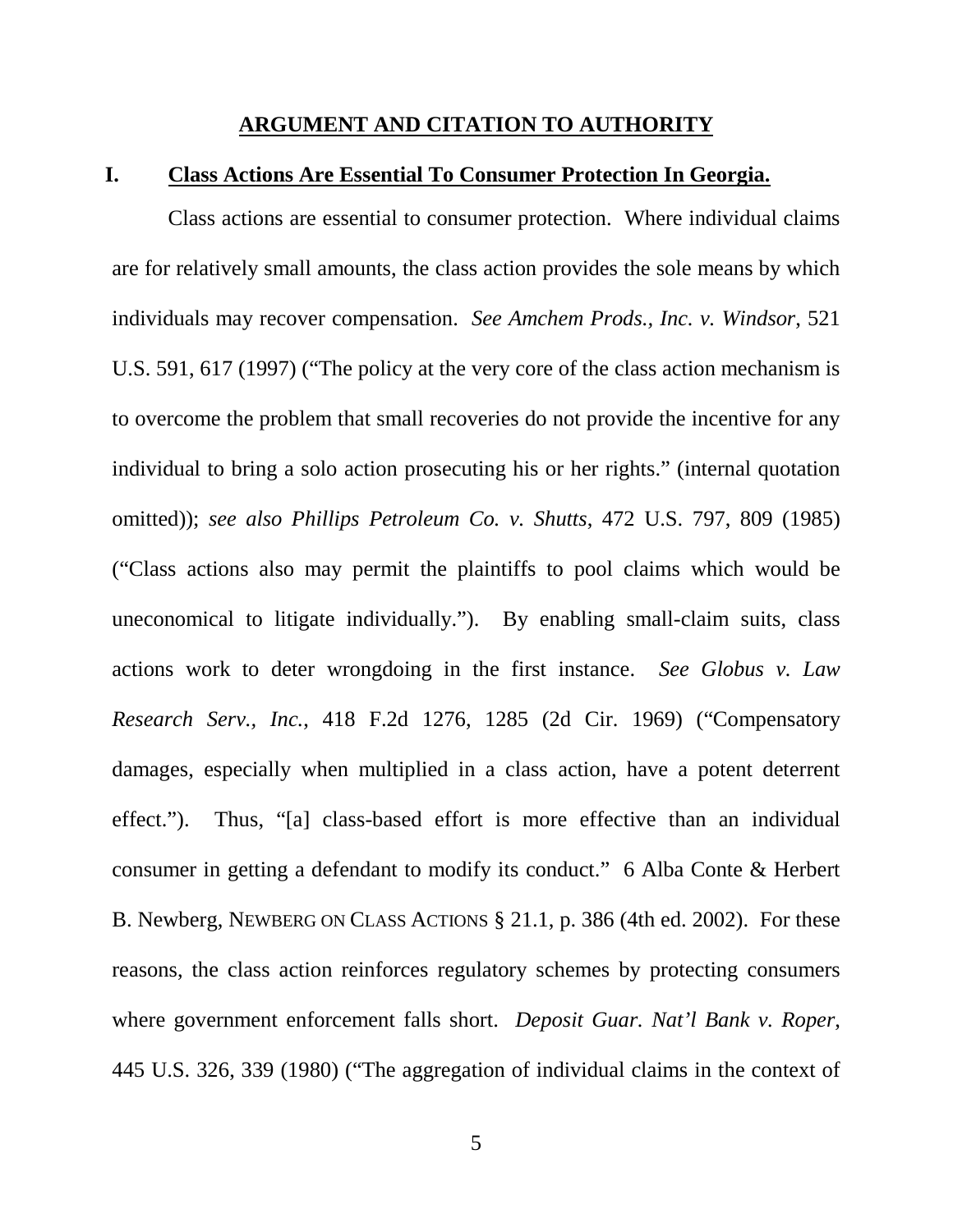## ARGUMENT AND CITATION TO AUTHORITY

### I. Class Actions Are Essential To Consumer Protection In Georgia.

Class actions are essential to consumer protection. Where individual claims are for relatively small amounts, the class action provides the sole means by which individuals may recover compensation. *See Amchem Prods., Inc. v. Windsor*, 521 U.S. 591, 617 (1997) ("The policy at the very core of the class action mechanism is to overcome the problem that small recoveries do not provide the incentive for any individual to bring a solo action prosecuting his or her rights." (internal quotation omitted)); *see also Phillips Petroleum Co. v. Shutts*, 472 U.S. 797, 809 (1985) ("Class actions also may permit the plaintiffs to pool claims which would be uneconomical to litigate individually."). By enabling small-claim suits, class actions work to deter wrongdoing in the first instance. *See Globus v. Law Research Serv., Inc.*, 418 F.2d 1276, 1285 (2d Cir. 1969) ("Compensatory damages, especially when multiplied in a class action, have a potent deterrent effect."). Thus, "[a] class-based effort is more effective than an individual consumer in getting a defendant to modify its conduct." 6 Alba Conte & Herbert B. Newberg, NEWBERG ON CLASS ACTIONS § 21.1, p. 386 (4th ed. 2002). For these reasons, the class action reinforces regulatory schemes by protecting consumers where government enforcement falls short. *Deposit Guar. Nat'l Bank v. Roper*, 445 U.S. 326, 339 (1980) ("The aggregation of individual claims in the context of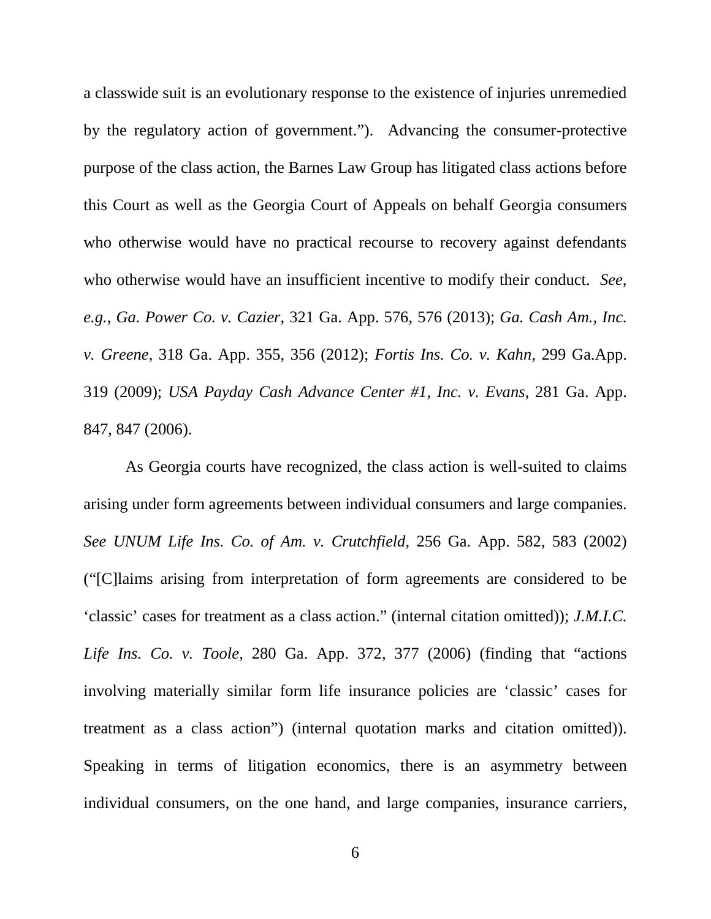a classwide suit is an evolutionary response to the existence of injuries unremedied by the regulatory action of government."). Advancing the consumer-protective purpose of the class action, the Barnes Law Group has litigated class actions before this Court as well as the Georgia Court of Appeals on behalf Georgia consumers who otherwise would have no practical recourse to recovery against defendants who otherwise would have an insufficient incentive to modify their conduct. *See, e.g.*, *Ga. Power Co. v. Cazier*, 321 Ga. App. 576, 576 (2013); *Ga. Cash Am., Inc. v. Greene*, 318 Ga. App. 355, 356 (2012); *Fortis Ins. Co. v. Kahn*, 299 Ga.App. 319 (2009); *USA Payday Cash Advance Center #1, Inc. v. Evans*, 281 Ga. App. 847, 847 (2006).

As Georgia courts have recognized, the class action is well-suited to claims arising under form agreements between individual consumers and large companies. *See UNUM Life Ins. Co. of Am. v. Crutchfield*, 256 Ga. App. 582, 583 (2002) ("[C]laims arising from interpretation of form agreements are considered to be 'classic' cases for treatment as a class action." (internal citation omitted)); *J.M.I.C. Life Ins. Co. v. Toole*, 280 Ga. App. 372, 377 (2006) (finding that "actions involving materially similar form life insurance policies are 'classic' cases for treatment as a class action") (internal quotation marks and citation omitted)). Speaking in terms of litigation economics, there is an asymmetry between individual consumers, on the one hand, and large companies, insurance carriers,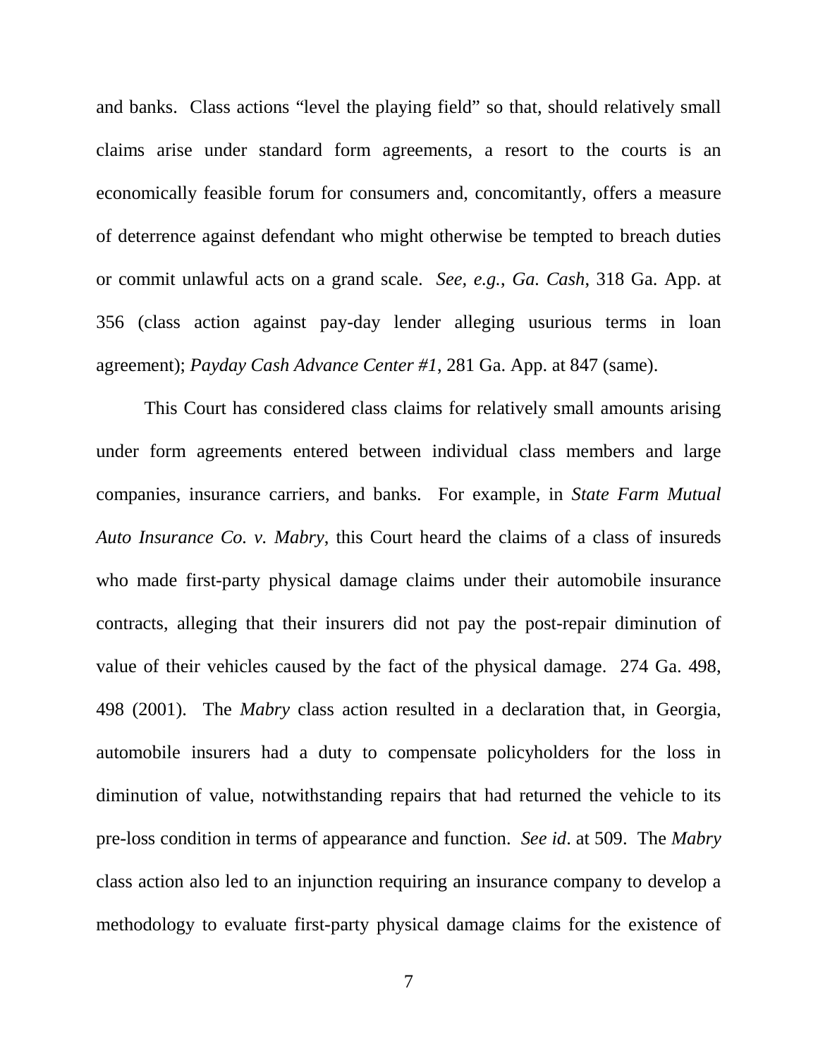and banks. Class actions "level the playing field" so that, should relatively small claims arise under standard form agreements, a resort to the courts is an economically feasible forum for consumers and, concomitantly, offers a measure of deterrence against defendant who might otherwise be tempted to breach duties or commit unlawful acts on a grand scale. *See, e.g.*, *Ga. Cash*, 318 Ga. App. at 356 (class action against pay-day lender alleging usurious terms in loan agreement); *Payday Cash Advance Center #1*, 281 Ga. App. at 847 (same).

This Court has considered class claims for relatively small amounts arising under form agreements entered between individual class members and large companies, insurance carriers, and banks. For example, in *State Farm Mutual Auto Insurance Co. v. Mabry*, this Court heard the claims of a class of insureds who made first-party physical damage claims under their automobile insurance contracts, alleging that their insurers did not pay the post-repair diminution of value of their vehicles caused by the fact of the physical damage. 274 Ga. 498, 498 (2001). The *Mabry* class action resulted in a declaration that, in Georgia, automobile insurers had a duty to compensate policyholders for the loss in diminution of value, notwithstanding repairs that had returned the vehicle to its pre-loss condition in terms of appearance and function. *See id*. at 509. The *Mabry* class action also led to an injunction requiring an insurance company to develop a methodology to evaluate first-party physical damage claims for the existence of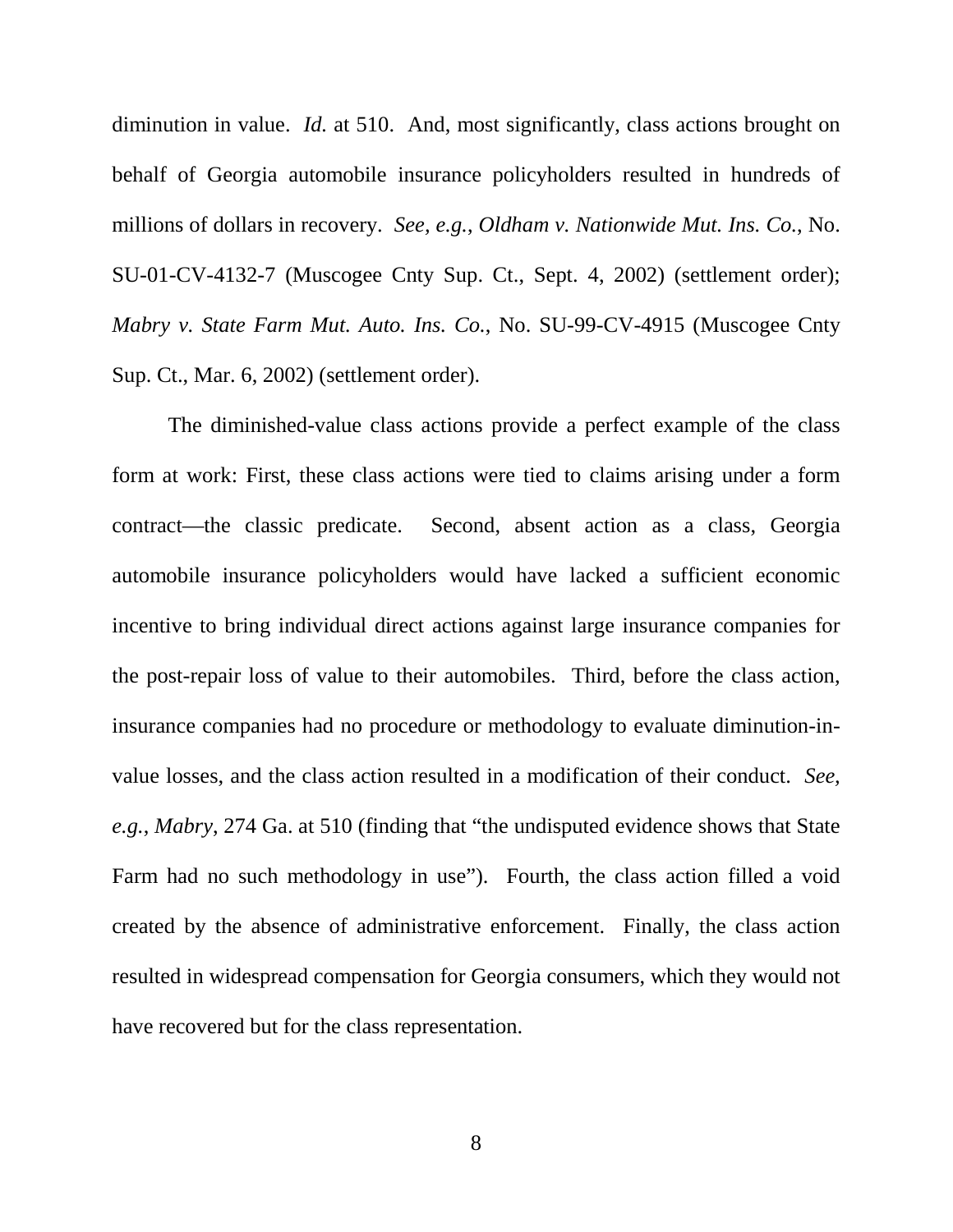diminution in value. *Id.* at 510. And, most significantly, class actions brought on behalf of Georgia automobile insurance policyholders resulted in hundreds of millions of dollars in recovery. *See, e.g.*, *Oldham v. Nationwide Mut. Ins. Co.*, No. SU-01-CV-4132-7 (Muscogee Cnty Sup. Ct., Sept. 4, 2002) (settlement order); *Mabry v. State Farm Mut. Auto. Ins. Co.*, No. SU-99-CV-4915 (Muscogee Cnty Sup. Ct., Mar. 6, 2002) (settlement order).

The diminished-value class actions provide a perfect example of the class form at work: First, these class actions were tied to claims arising under a form contract—the classic predicate. Second, absent action as a class, Georgia automobile insurance policyholders would have lacked a sufficient economic incentive to bring individual direct actions against large insurance companies for the post-repair loss of value to their automobiles. Third, before the class action, insurance companies had no procedure or methodology to evaluate diminution-in-value losses, and the class action resulted in a modification of their conduct. *See, e.g.*, *Mabry*, 274 Ga. at 510 (finding that "the undisputed evidence shows that State Farm had no such methodology in use"). Fourth, the class action filled a void created by the absence of administrative enforcement. Finally, the class action resulted in widespread compensation for Georgia consumers, which they would not have recovered but for the class representation.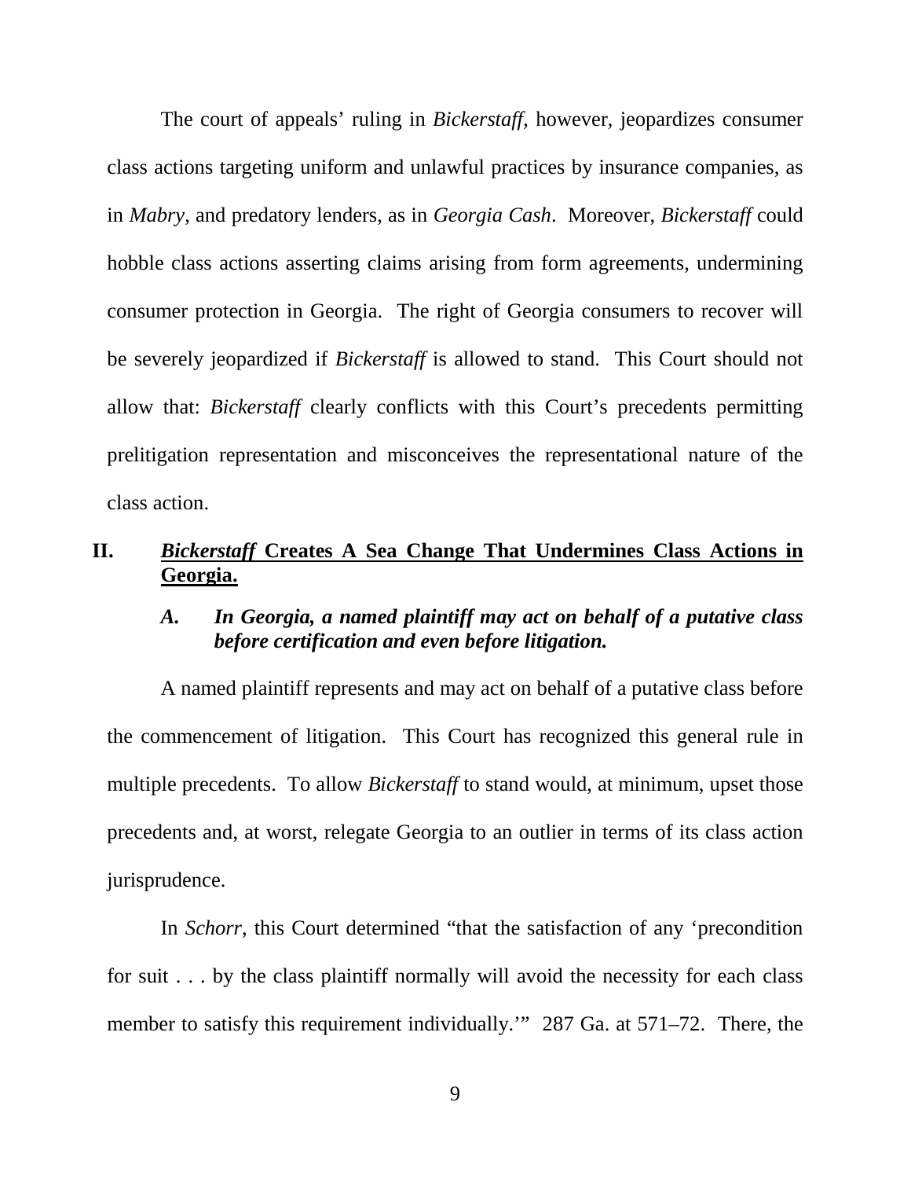The court of appeals' ruling in *Bickerstaff*, however, jeopardizes consumer class actions targeting uniform and unlawful practices by insurance companies, as in *Mabry*, and predatory lenders, as in *Georgia Cash*. Moreover, *Bickerstaff* could hobble class actions asserting claims arising from form agreements, undermining consumer protection in Georgia. The right of Georgia consumers to recover will be severely jeopardized if *Bickerstaff* is allowed to stand. This Court should not allow that: *Bickerstaff* clearly conflicts with this Court's precedents permitting prelitigation representation and misconceives the representational nature of the class action.

## II. *Bickerstaff* Creates A Sea Change That Undermines Class Actions in Georgia.

### *A. In Georgia, a named plaintiff may act on behalf of a putative class before certification and even before litigation.*

A named plaintiff represents and may act on behalf of a putative class before the commencement of litigation. This Court has recognized this general rule in multiple precedents. To allow *Bickerstaff* to stand would, at minimum, upset those precedents and, at worst, relegate Georgia to an outlier in terms of its class action jurisprudence.

In *Schorr*, this Court determined "that the satisfaction of any 'precondition for suit . . . by the class plaintiff normally will avoid the necessity for each class member to satisfy this requirement individually.'" 287 Ga. at 571–72. There, the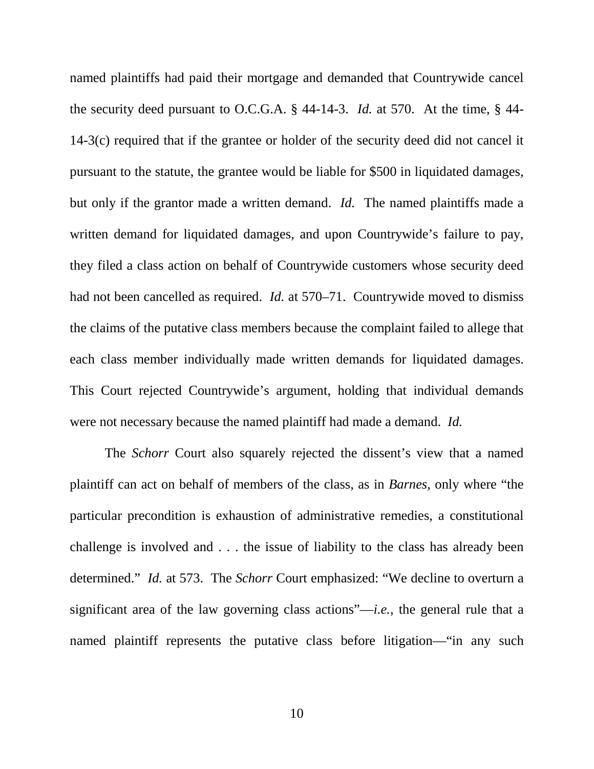named plaintiffs had paid their mortgage and demanded that Countrywide cancel the security deed pursuant to O.C.G.A. § 44-14-3. *Id.* at 570. At the time, § 44-14-3(c) required that if the grantee or holder of the security deed did not cancel it pursuant to the statute, the grantee would be liable for $500 in liquidated damages, but only if the grantor made a written demand. *Id.* The named plaintiffs made a written demand for liquidated damages, and upon Countrywide's failure to pay, they filed a class action on behalf of Countrywide customers whose security deed had not been cancelled as required. *Id.* at 570–71. Countrywide moved to dismiss the claims of the putative class members because the complaint failed to allege that each class member individually made written demands for liquidated damages. This Court rejected Countrywide's argument, holding that individual demands were not necessary because the named plaintiff had made a demand. *Id.*

The *Schorr* Court also squarely rejected the dissent's view that a named plaintiff can act on behalf of members of the class, as in *Barnes*, only where "the particular precondition is exhaustion of administrative remedies, a constitutional challenge is involved and . . . the issue of liability to the class has already been determined." *Id.* at 573. The *Schorr* Court emphasized: "We decline to overturn a significant area of the law governing class actions"—*i.e.*, the general rule that a named plaintiff represents the putative class before litigation—"in any such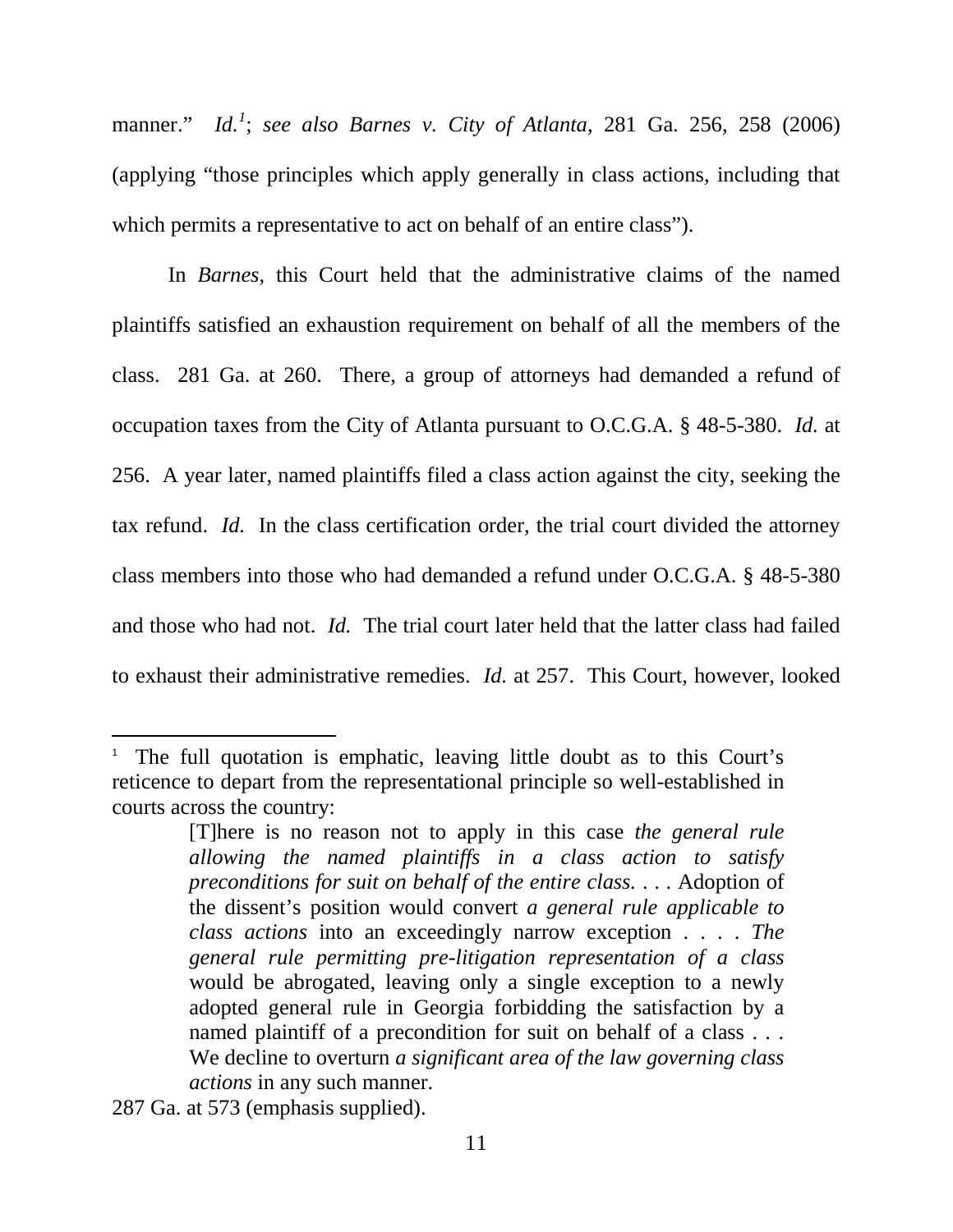manner." *Id.*[1]; *see also Barnes v. City of Atlanta*, 281 Ga. 256, 258 (2006) (applying "those principles which apply generally in class actions, including that which permits a representative to act on behalf of an entire class").

In *Barnes*, this Court held that the administrative claims of the named plaintiffs satisfied an exhaustion requirement on behalf of all the members of the class. 281 Ga. at 260. There, a group of attorneys had demanded a refund of occupation taxes from the City of Atlanta pursuant to O.C.G.A. § 48-5-380. *Id.* at 256. A year later, named plaintiffs filed a class action against the city, seeking the tax refund. *Id.* In the class certification order, the trial court divided the attorney class members into those who had demanded a refund under O.C.G.A. § 48-5-380 and those who had not. *Id.* The trial court later held that the latter class had failed to exhaust their administrative remedies. *Id.* at 257. This Court, however, looked

---

[1] The full quotation is emphatic, leaving little doubt as to this Court's reticence to depart from the representational principle so well-established in courts across the country:

> [T]here is no reason not to apply in this case *the general rule allowing the named plaintiffs in a class action to satisfy preconditions for suit on behalf of the entire class.* . . . Adoption of the dissent's position would convert *a general rule applicable to class actions* into an exceedingly narrow exception . . . . *The general rule permitting pre-litigation representation of a class* would be abrogated, leaving only a single exception to a newly adopted general rule in Georgia forbidding the satisfaction by a named plaintiff of a precondition for suit on behalf of a class . . . We decline to overturn *a significant area of the law governing class actions* in any such manner.

287 Ga. at 573 (emphasis supplied).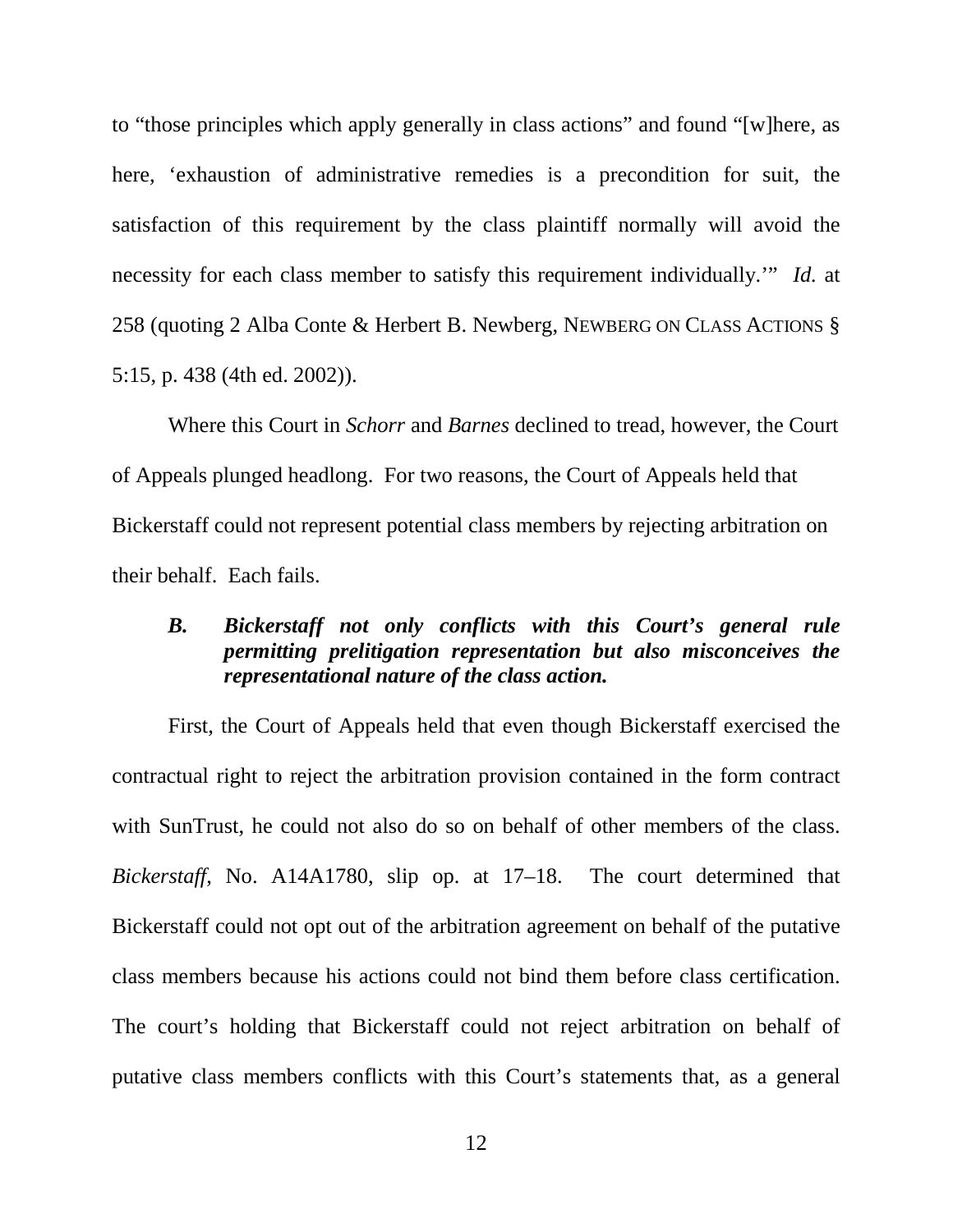to "those principles which apply generally in class actions" and found "[w]here, as here, 'exhaustion of administrative remedies is a precondition for suit, the satisfaction of this requirement by the class plaintiff normally will avoid the necessity for each class member to satisfy this requirement individually.'" *Id.* at 258 (quoting 2 Alba Conte & Herbert B. Newberg, NEWBERG ON CLASS ACTIONS § 5:15, p. 438 (4th ed. 2002)).

Where this Court in *Schorr* and *Barnes* declined to tread, however, the Court of Appeals plunged headlong. For two reasons, the Court of Appeals held that Bickerstaff could not represent potential class members by rejecting arbitration on their behalf. Each fails.

### *B. Bickerstaff not only conflicts with this Court's general rule permitting prelitigation representation but also misconceives the representational nature of the class action.*

First, the Court of Appeals held that even though Bickerstaff exercised the contractual right to reject the arbitration provision contained in the form contract with SunTrust, he could not also do so on behalf of other members of the class. *Bickerstaff*, No. A14A1780, slip op. at 17–18. The court determined that Bickerstaff could not opt out of the arbitration agreement on behalf of the putative class members because his actions could not bind them before class certification. The court's holding that Bickerstaff could not reject arbitration on behalf of putative class members conflicts with this Court's statements that, as a general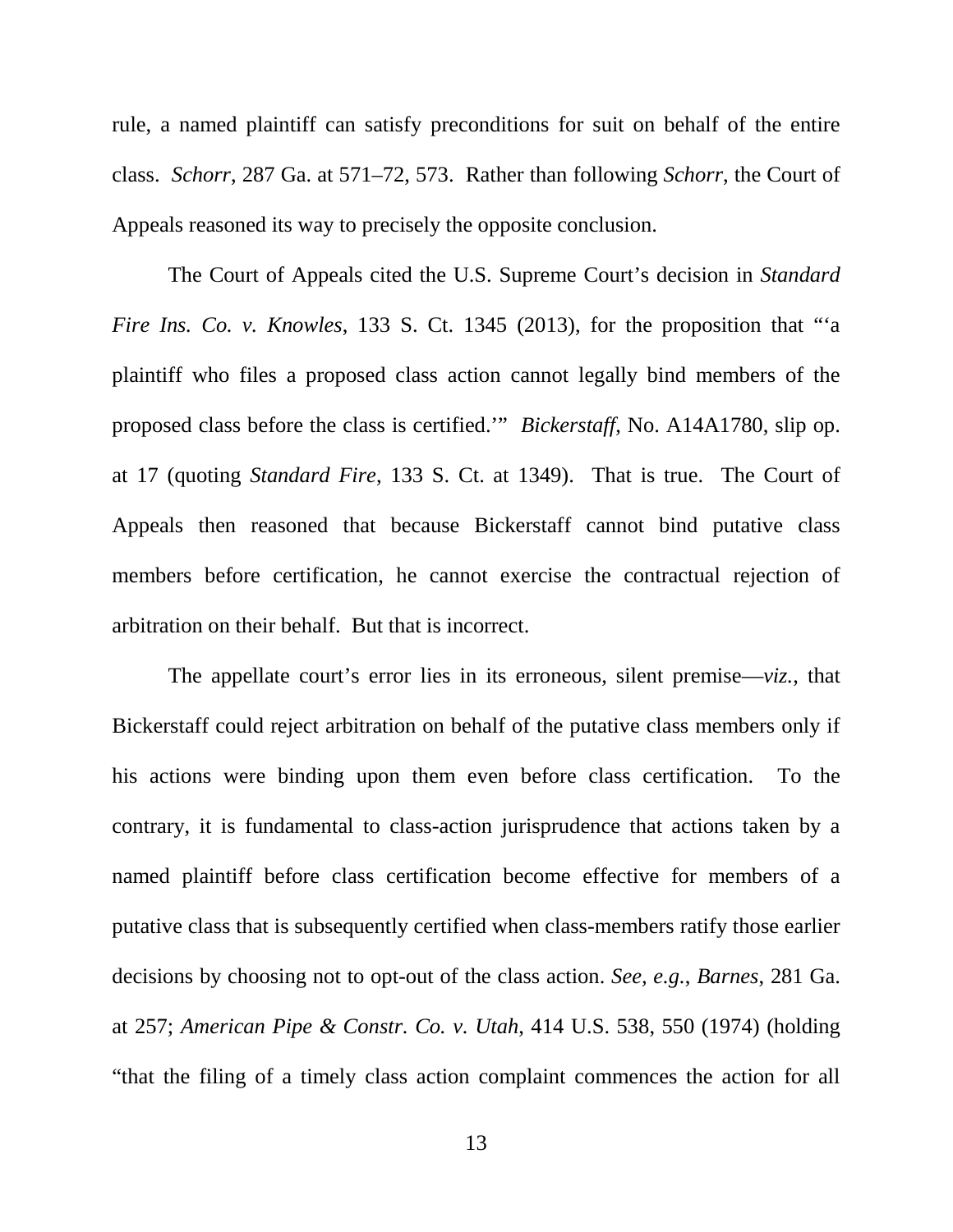rule, a named plaintiff can satisfy preconditions for suit on behalf of the entire class. *Schorr*, 287 Ga. at 571–72, 573. Rather than following *Schorr*, the Court of Appeals reasoned its way to precisely the opposite conclusion.

The Court of Appeals cited the U.S. Supreme Court's decision in *Standard Fire Ins. Co. v. Knowles*, 133 S. Ct. 1345 (2013), for the proposition that "'a plaintiff who files a proposed class action cannot legally bind members of the proposed class before the class is certified.'" *Bickerstaff*, No. A14A1780, slip op. at 17 (quoting *Standard Fire*, 133 S. Ct. at 1349). That is true. The Court of Appeals then reasoned that because Bickerstaff cannot bind putative class members before certification, he cannot exercise the contractual rejection of arbitration on their behalf. But that is incorrect.

The appellate court's error lies in its erroneous, silent premise—*viz.*, that Bickerstaff could reject arbitration on behalf of the putative class members only if his actions were binding upon them even before class certification. To the contrary, it is fundamental to class-action jurisprudence that actions taken by a named plaintiff before class certification become effective for members of a putative class that is subsequently certified when class-members ratify those earlier decisions by choosing not to opt-out of the class action. *See, e.g.*, *Barnes*, 281 Ga. at 257; *American Pipe & Constr. Co. v. Utah*, 414 U.S. 538, 550 (1974) (holding "that the filing of a timely class action complaint commences the action for all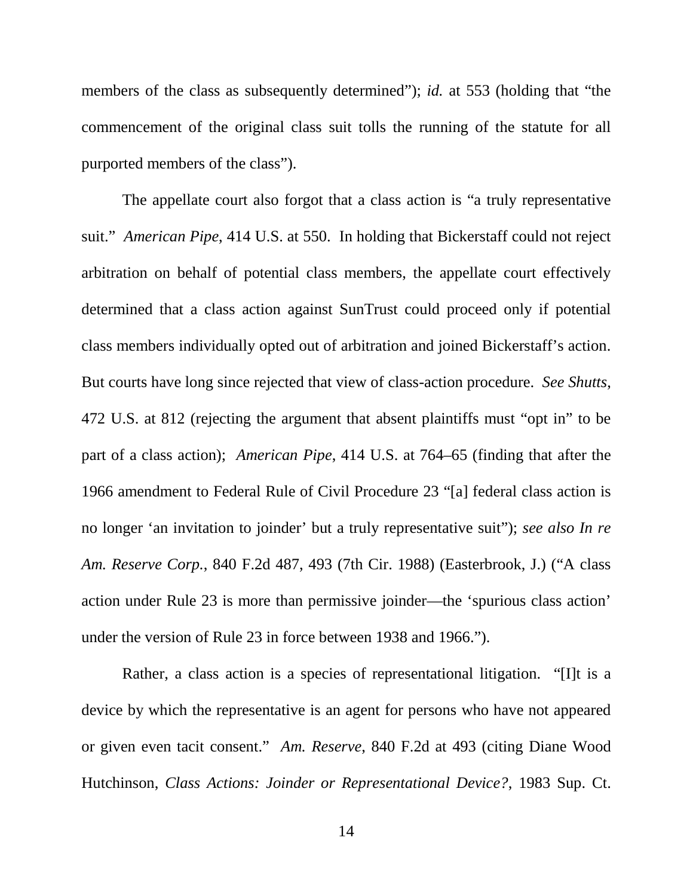members of the class as subsequently determined"); *id.* at 553 (holding that "the commencement of the original class suit tolls the running of the statute for all purported members of the class").

The appellate court also forgot that a class action is "a truly representative suit." *American Pipe*, 414 U.S. at 550. In holding that Bickerstaff could not reject arbitration on behalf of potential class members, the appellate court effectively determined that a class action against SunTrust could proceed only if potential class members individually opted out of arbitration and joined Bickerstaff's action. But courts have long since rejected that view of class-action procedure. *See Shutts*, 472 U.S. at 812 (rejecting the argument that absent plaintiffs must "opt in" to be part of a class action); *American Pipe*, 414 U.S. at 764–65 (finding that after the 1966 amendment to Federal Rule of Civil Procedure 23 "[a] federal class action is no longer 'an invitation to joinder' but a truly representative suit"); *see also In re Am. Reserve Corp.*, 840 F.2d 487, 493 (7th Cir. 1988) (Easterbrook, J.) ("A class action under Rule 23 is more than permissive joinder—the 'spurious class action' under the version of Rule 23 in force between 1938 and 1966.").

Rather, a class action is a species of representational litigation. "[I]t is a device by which the representative is an agent for persons who have not appeared or given even tacit consent." *Am. Reserve*, 840 F.2d at 493 (citing Diane Wood Hutchinson, *Class Actions: Joinder or Representational Device?*, 1983 Sup. Ct.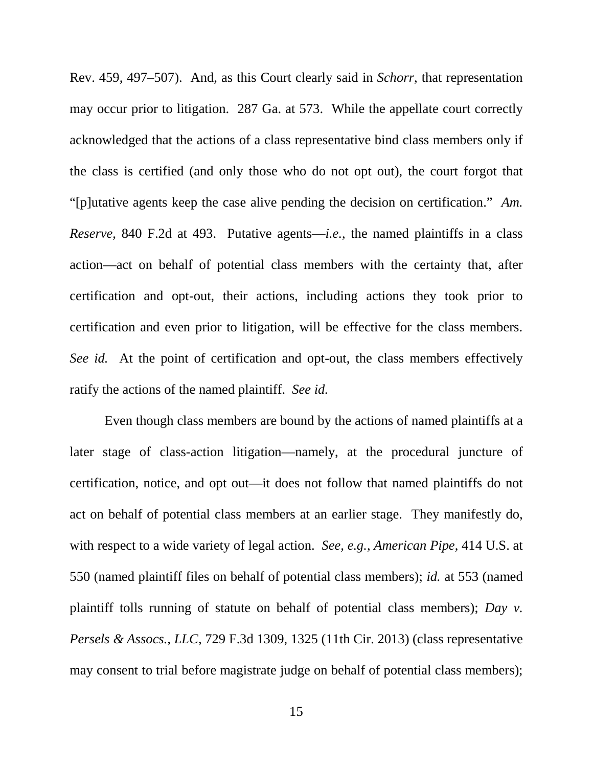Rev. 459, 497–507). And, as this Court clearly said in *Schorr*, that representation may occur prior to litigation. 287 Ga. at 573. While the appellate court correctly acknowledged that the actions of a class representative bind class members only if the class is certified (and only those who do not opt out), the court forgot that "[p]utative agents keep the case alive pending the decision on certification." *Am. Reserve*, 840 F.2d at 493. Putative agents—*i.e.*, the named plaintiffs in a class action—act on behalf of potential class members with the certainty that, after certification and opt-out, their actions, including actions they took prior to certification and even prior to litigation, will be effective for the class members. *See id.* At the point of certification and opt-out, the class members effectively ratify the actions of the named plaintiff. *See id.*

Even though class members are bound by the actions of named plaintiffs at a later stage of class-action litigation—namely, at the procedural juncture of certification, notice, and opt out—it does not follow that named plaintiffs do not act on behalf of potential class members at an earlier stage. They manifestly do, with respect to a wide variety of legal action. *See, e.g.*, *American Pipe*, 414 U.S. at 550 (named plaintiff files on behalf of potential class members); *id.* at 553 (named plaintiff tolls running of statute on behalf of potential class members); *Day v. Persels & Assocs., LLC*, 729 F.3d 1309, 1325 (11th Cir. 2013) (class representative may consent to trial before magistrate judge on behalf of potential class members);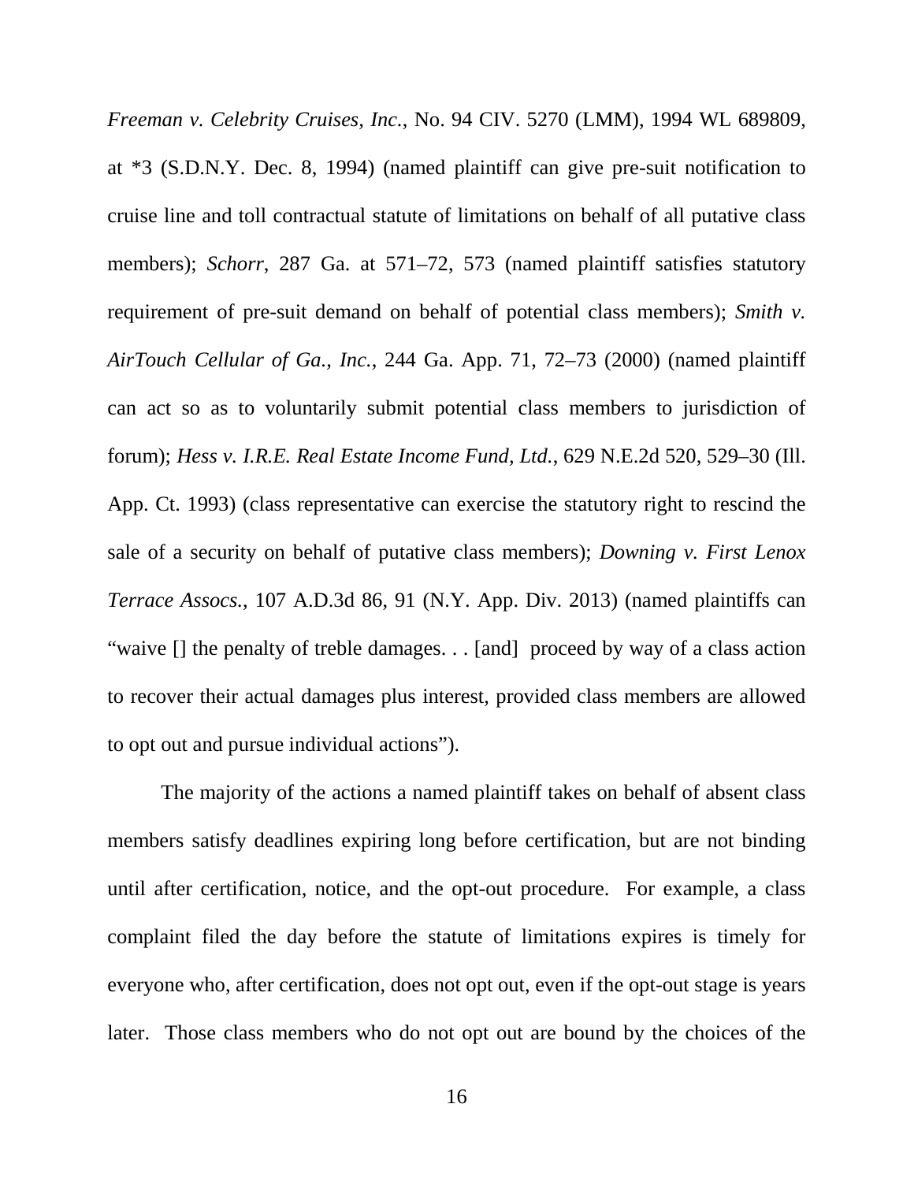*Freeman v. Celebrity Cruises, Inc.*, No. 94 CIV. 5270 (LMM), 1994 WL 689809, at *3 (S.D.N.Y. Dec. 8, 1994) (named plaintiff can give pre-suit notification to cruise line and toll contractual statute of limitations on behalf of all putative class members); *Schorr*, 287 Ga. at 571–72, 573 (named plaintiff satisfies statutory requirement of pre-suit demand on behalf of potential class members); *Smith v. AirTouch Cellular of Ga., Inc.*, 244 Ga. App. 71, 72–73 (2000) (named plaintiff can act so as to voluntarily submit potential class members to jurisdiction of forum); *Hess v. I.R.E. Real Estate Income Fund, Ltd.*, 629 N.E.2d 520, 529–30 (Ill. App. Ct. 1993) (class representative can exercise the statutory right to rescind the sale of a security on behalf of putative class members); *Downing v. First Lenox Terrace Assocs.*, 107 A.D.3d 86, 91 (N.Y. App. Div. 2013) (named plaintiffs can "waive [] the penalty of treble damages. . . [and] proceed by way of a class action to recover their actual damages plus interest, provided class members are allowed to opt out and pursue individual actions").

The majority of the actions a named plaintiff takes on behalf of absent class members satisfy deadlines expiring long before certification, but are not binding until after certification, notice, and the opt-out procedure. For example, a class complaint filed the day before the statute of limitations expires is timely for everyone who, after certification, does not opt out, even if the opt-out stage is years later. Those class members who do not opt out are bound by the choices of the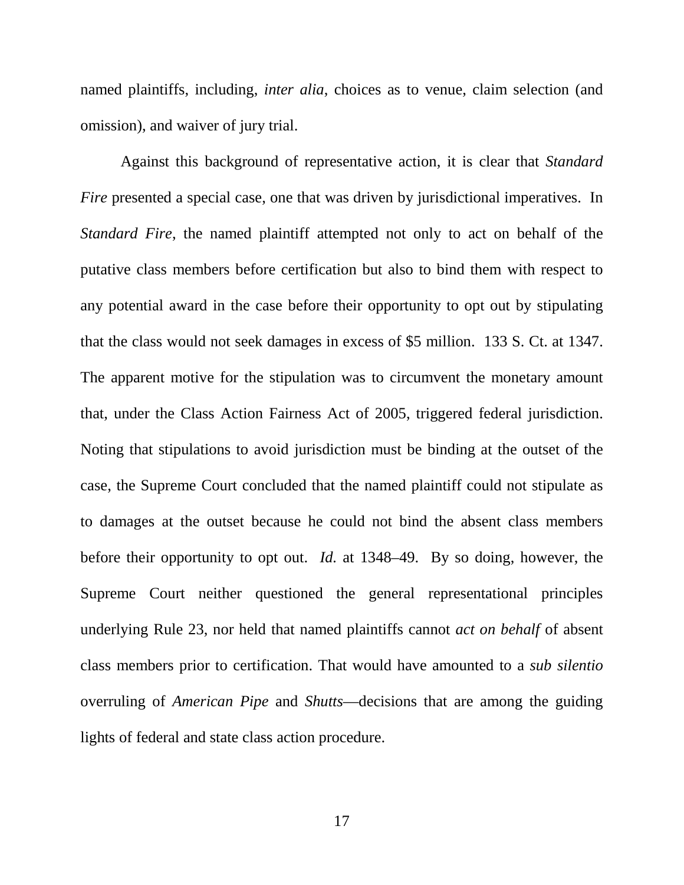named plaintiffs, including, *inter alia*, choices as to venue, claim selection (and omission), and waiver of jury trial.

Against this background of representative action, it is clear that *Standard Fire* presented a special case, one that was driven by jurisdictional imperatives. In *Standard Fire*, the named plaintiff attempted not only to act on behalf of the putative class members before certification but also to bind them with respect to any potential award in the case before their opportunity to opt out by stipulating that the class would not seek damages in excess of $5 million. 133 S. Ct. at 1347. The apparent motive for the stipulation was to circumvent the monetary amount that, under the Class Action Fairness Act of 2005, triggered federal jurisdiction. Noting that stipulations to avoid jurisdiction must be binding at the outset of the case, the Supreme Court concluded that the named plaintiff could not stipulate as to damages at the outset because he could not bind the absent class members before their opportunity to opt out. *Id.* at 1348–49. By so doing, however, the Supreme Court neither questioned the general representational principles underlying Rule 23, nor held that named plaintiffs cannot *act on behalf* of absent class members prior to certification. That would have amounted to a *sub silentio* overruling of *American Pipe* and *Shutts*—decisions that are among the guiding lights of federal and state class action procedure.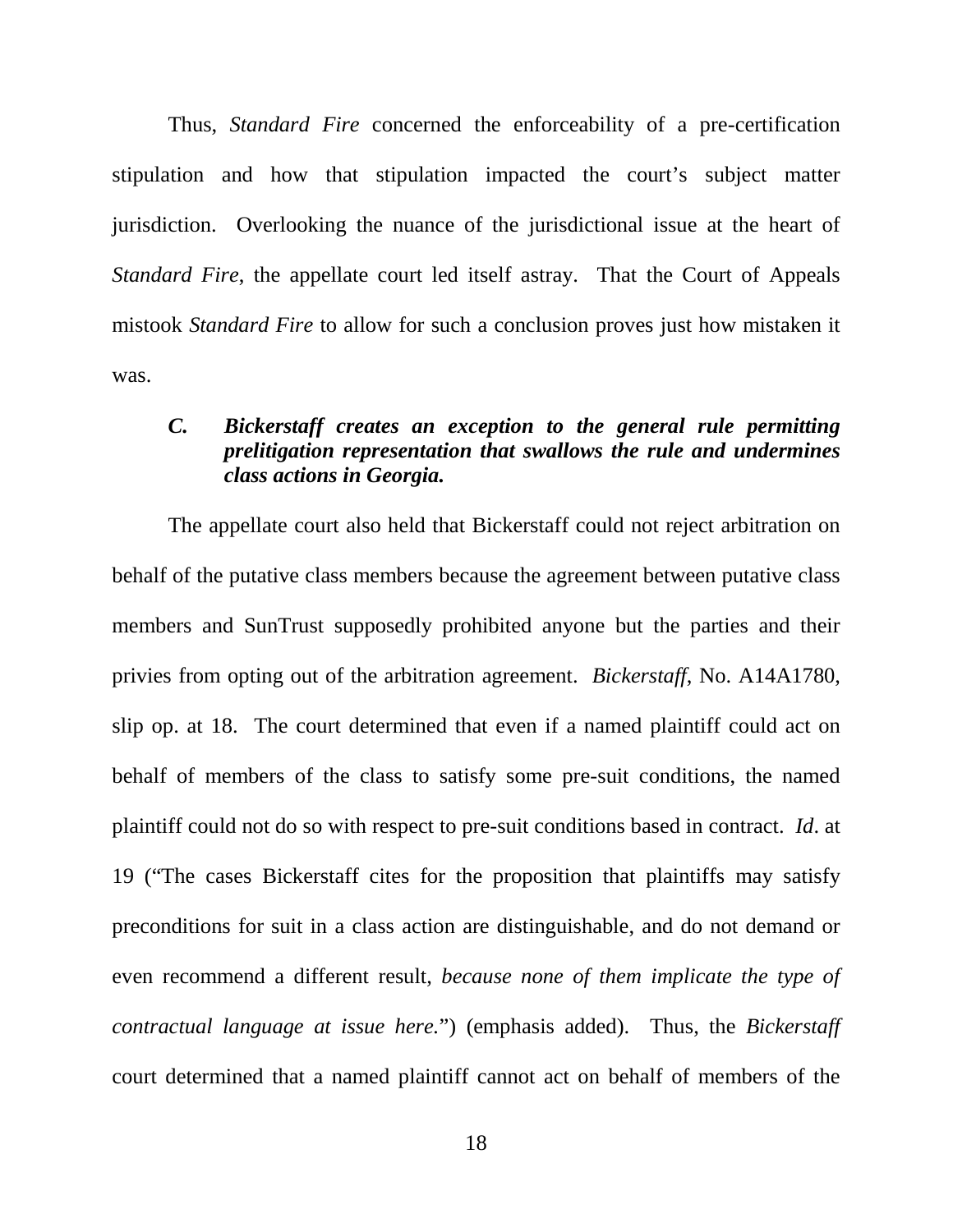Thus, *Standard Fire* concerned the enforceability of a pre-certification stipulation and how that stipulation impacted the court's subject matter jurisdiction. Overlooking the nuance of the jurisdictional issue at the heart of *Standard Fire*, the appellate court led itself astray. That the Court of Appeals mistook *Standard Fire* to allow for such a conclusion proves just how mistaken it was.

### *C. Bickerstaff creates an exception to the general rule permitting prelitigation representation that swallows the rule and undermines class actions in Georgia.*

The appellate court also held that Bickerstaff could not reject arbitration on behalf of the putative class members because the agreement between putative class members and SunTrust supposedly prohibited anyone but the parties and their privies from opting out of the arbitration agreement. *Bickerstaff*, No. A14A1780, slip op. at 18. The court determined that even if a named plaintiff could act on behalf of members of the class to satisfy some pre-suit conditions, the named plaintiff could not do so with respect to pre-suit conditions based in contract. *Id*. at 19 ("The cases Bickerstaff cites for the proposition that plaintiffs may satisfy preconditions for suit in a class action are distinguishable, and do not demand or even recommend a different result, *because none of them implicate the type of contractual language at issue here.*") (emphasis added). Thus, the *Bickerstaff* court determined that a named plaintiff cannot act on behalf of members of the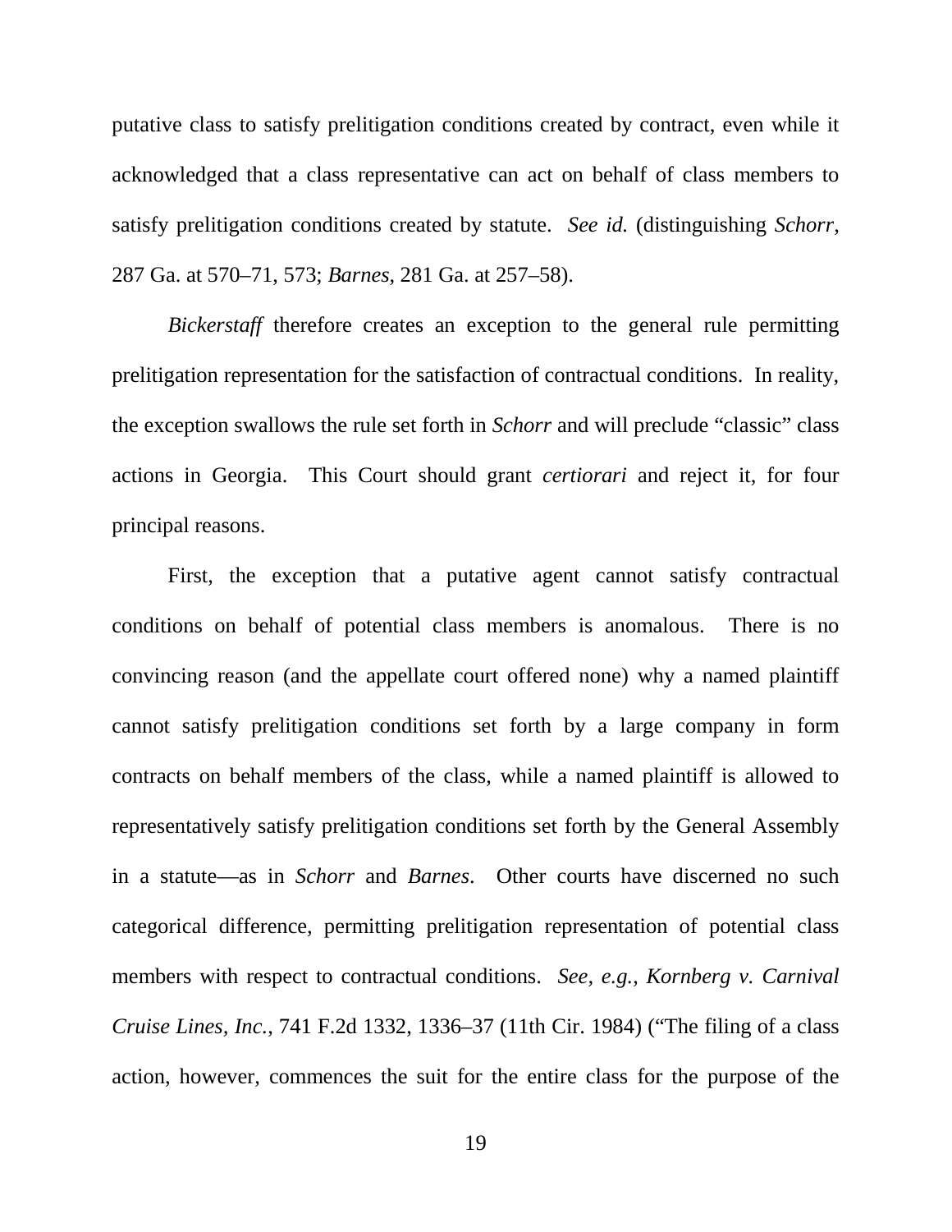putative class to satisfy prelitigation conditions created by contract, even while it acknowledged that a class representative can act on behalf of class members to satisfy prelitigation conditions created by statute. *See id.* (distinguishing *Schorr*, 287 Ga. at 570–71, 573; *Barnes*, 281 Ga. at 257–58).

*Bickerstaff* therefore creates an exception to the general rule permitting prelitigation representation for the satisfaction of contractual conditions. In reality, the exception swallows the rule set forth in *Schorr* and will preclude "classic" class actions in Georgia. This Court should grant *certiorari* and reject it, for four principal reasons.

First, the exception that a putative agent cannot satisfy contractual conditions on behalf of potential class members is anomalous. There is no convincing reason (and the appellate court offered none) why a named plaintiff cannot satisfy prelitigation conditions set forth by a large company in form contracts on behalf members of the class, while a named plaintiff is allowed to representatively satisfy prelitigation conditions set forth by the General Assembly in a statute—as in *Schorr* and *Barnes*. Other courts have discerned no such categorical difference, permitting prelitigation representation of potential class members with respect to contractual conditions. *See, e.g.*, *Kornberg v. Carnival Cruise Lines, Inc.*, 741 F.2d 1332, 1336–37 (11th Cir. 1984) ("The filing of a class action, however, commences the suit for the entire class for the purpose of the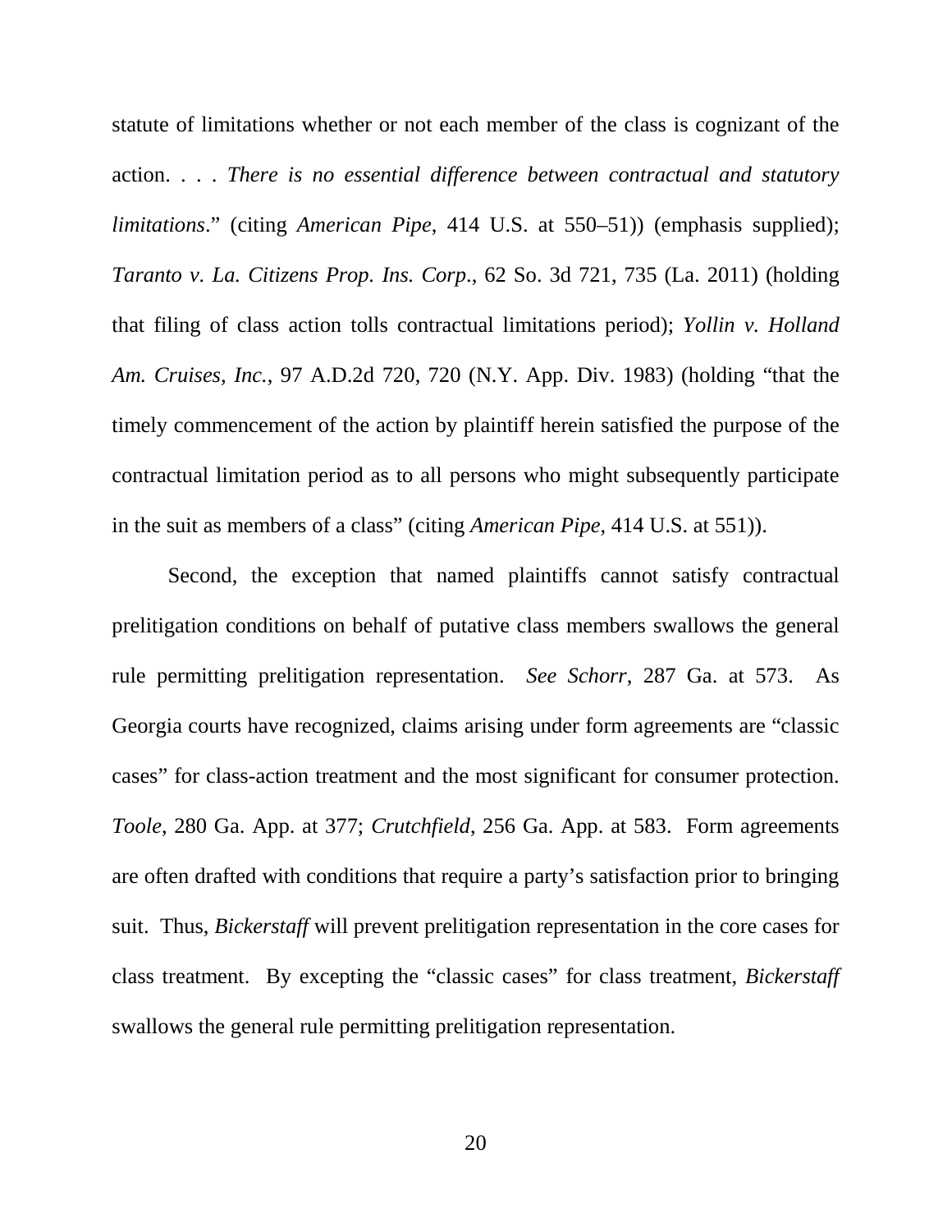statute of limitations whether or not each member of the class is cognizant of the action. . . . *There is no essential difference between contractual and statutory limitations*." (citing *American Pipe*, 414 U.S. at 550–51)) (emphasis supplied); *Taranto v. La. Citizens Prop. Ins. Corp*., 62 So. 3d 721, 735 (La. 2011) (holding that filing of class action tolls contractual limitations period); *Yollin v. Holland Am. Cruises, Inc.*, 97 A.D.2d 720, 720 (N.Y. App. Div. 1983) (holding "that the timely commencement of the action by plaintiff herein satisfied the purpose of the contractual limitation period as to all persons who might subsequently participate in the suit as members of a class" (citing *American Pipe*, 414 U.S. at 551)).

Second, the exception that named plaintiffs cannot satisfy contractual prelitigation conditions on behalf of putative class members swallows the general rule permitting prelitigation representation. *See Schorr*, 287 Ga. at 573. As Georgia courts have recognized, claims arising under form agreements are "classic cases" for class-action treatment and the most significant for consumer protection. *Toole*, 280 Ga. App. at 377; *Crutchfield*, 256 Ga. App. at 583. Form agreements are often drafted with conditions that require a party's satisfaction prior to bringing suit. Thus, *Bickerstaff* will prevent prelitigation representation in the core cases for class treatment. By excepting the "classic cases" for class treatment, *Bickerstaff* swallows the general rule permitting prelitigation representation.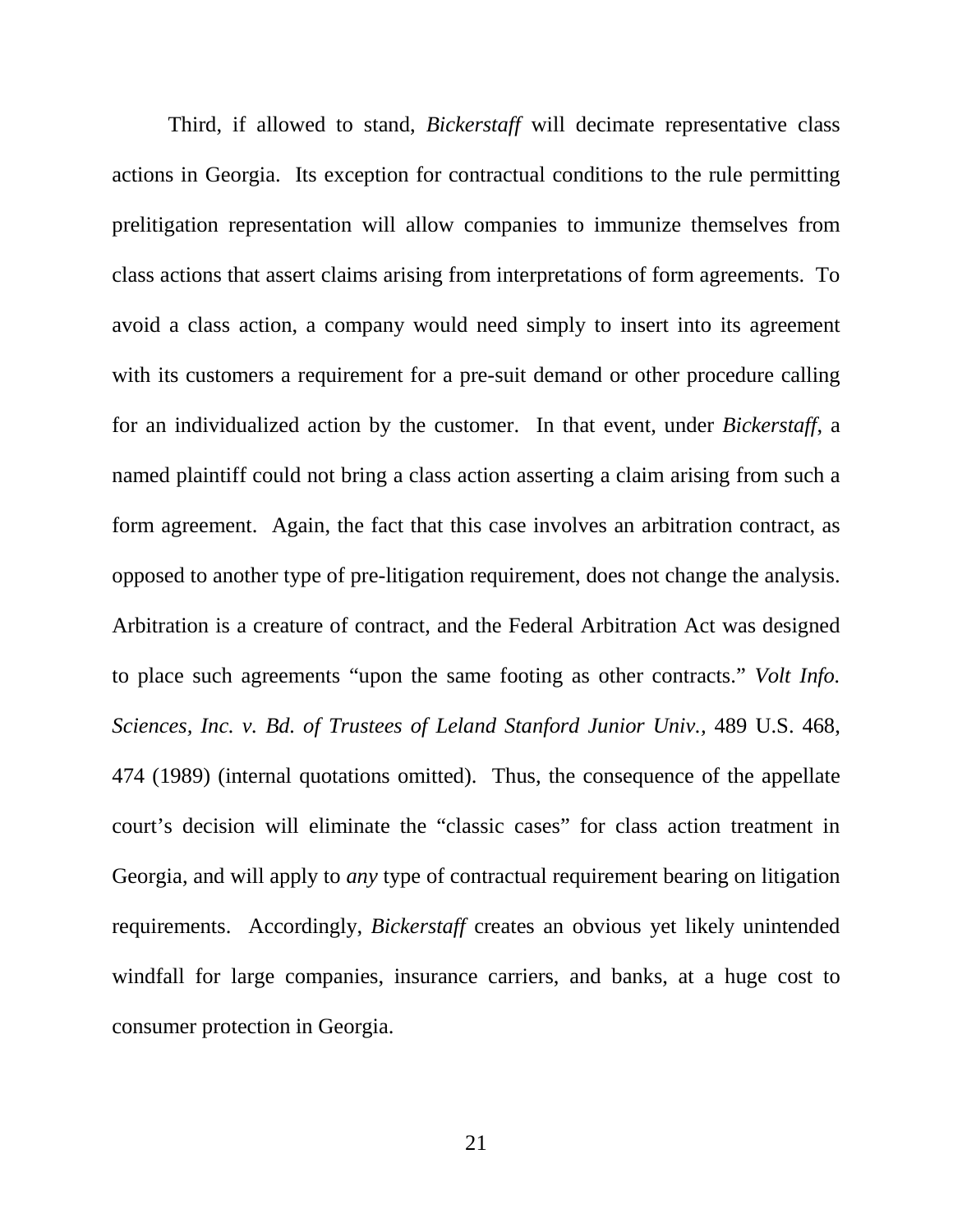Third, if allowed to stand, *Bickerstaff* will decimate representative class actions in Georgia. Its exception for contractual conditions to the rule permitting prelitigation representation will allow companies to immunize themselves from class actions that assert claims arising from interpretations of form agreements. To avoid a class action, a company would need simply to insert into its agreement with its customers a requirement for a pre-suit demand or other procedure calling for an individualized action by the customer. In that event, under *Bickerstaff*, a named plaintiff could not bring a class action asserting a claim arising from such a form agreement. Again, the fact that this case involves an arbitration contract, as opposed to another type of pre-litigation requirement, does not change the analysis. Arbitration is a creature of contract, and the Federal Arbitration Act was designed to place such agreements "upon the same footing as other contracts." *Volt Info. Sciences, Inc. v. Bd. of Trustees of Leland Stanford Junior Univ.*, 489 U.S. 468, 474 (1989) (internal quotations omitted). Thus, the consequence of the appellate court's decision will eliminate the "classic cases" for class action treatment in Georgia, and will apply to *any* type of contractual requirement bearing on litigation requirements. Accordingly, *Bickerstaff* creates an obvious yet likely unintended windfall for large companies, insurance carriers, and banks, at a huge cost to consumer protection in Georgia.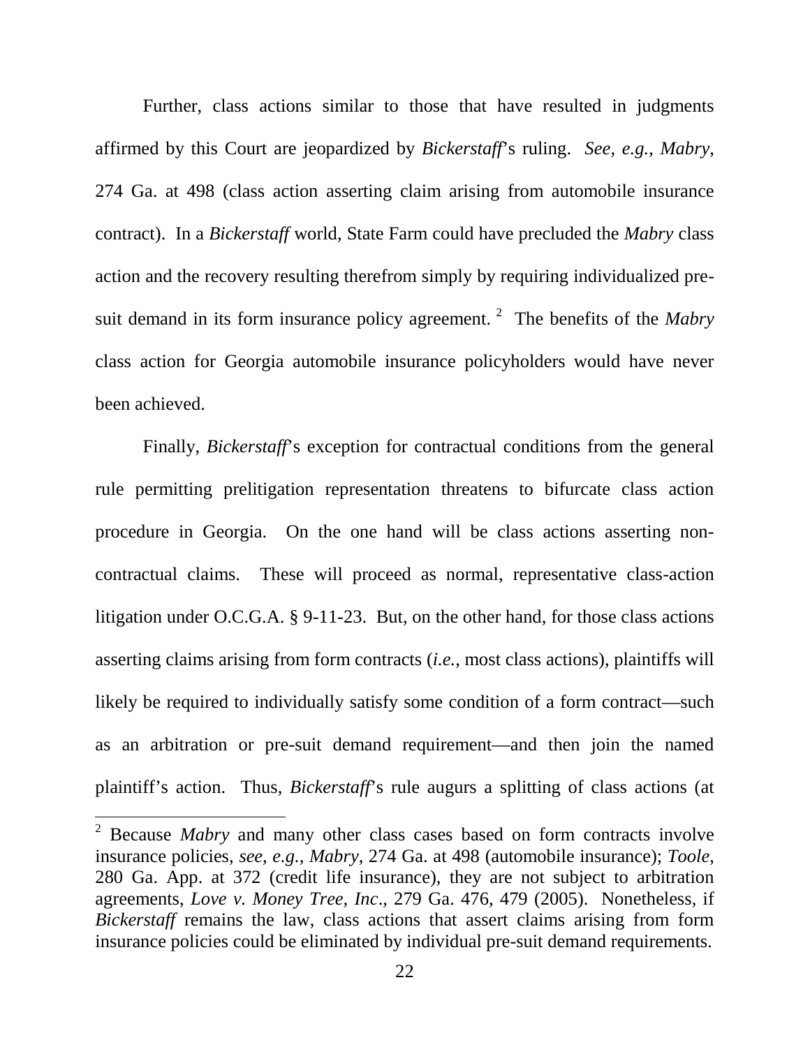Further, class actions similar to those that have resulted in judgments affirmed by this Court are jeopardized by *Bickerstaff*'s ruling. *See, e.g.*, *Mabry*, 274 Ga. at 498 (class action asserting claim arising from automobile insurance contract). In a *Bickerstaff* world, State Farm could have precluded the *Mabry* class action and the recovery resulting therefrom simply by requiring individualized pre-suit demand in its form insurance policy agreement. [2] The benefits of the *Mabry* class action for Georgia automobile insurance policyholders would have never been achieved.

Finally, *Bickerstaff*'s exception for contractual conditions from the general rule permitting prelitigation representation threatens to bifurcate class action procedure in Georgia. On the one hand will be class actions asserting non-contractual claims. These will proceed as normal, representative class-action litigation under O.C.G.A. § 9-11-23. But, on the other hand, for those class actions asserting claims arising from form contracts (*i.e.*, most class actions), plaintiffs will likely be required to individually satisfy some condition of a form contract—such as an arbitration or pre-suit demand requirement—and then join the named plaintiff's action. Thus, *Bickerstaff*'s rule augurs a splitting of class actions (at

[2] Because *Mabry* and many other class cases based on form contracts involve insurance policies, *see, e.g.*, *Mabry*, 274 Ga. at 498 (automobile insurance); *Toole*, 280 Ga. App. at 372 (credit life insurance), they are not subject to arbitration agreements, *Love v. Money Tree, Inc*., 279 Ga. 476, 479 (2005). Nonetheless, if *Bickerstaff* remains the law, class actions that assert claims arising from form insurance policies could be eliminated by individual pre-suit demand requirements.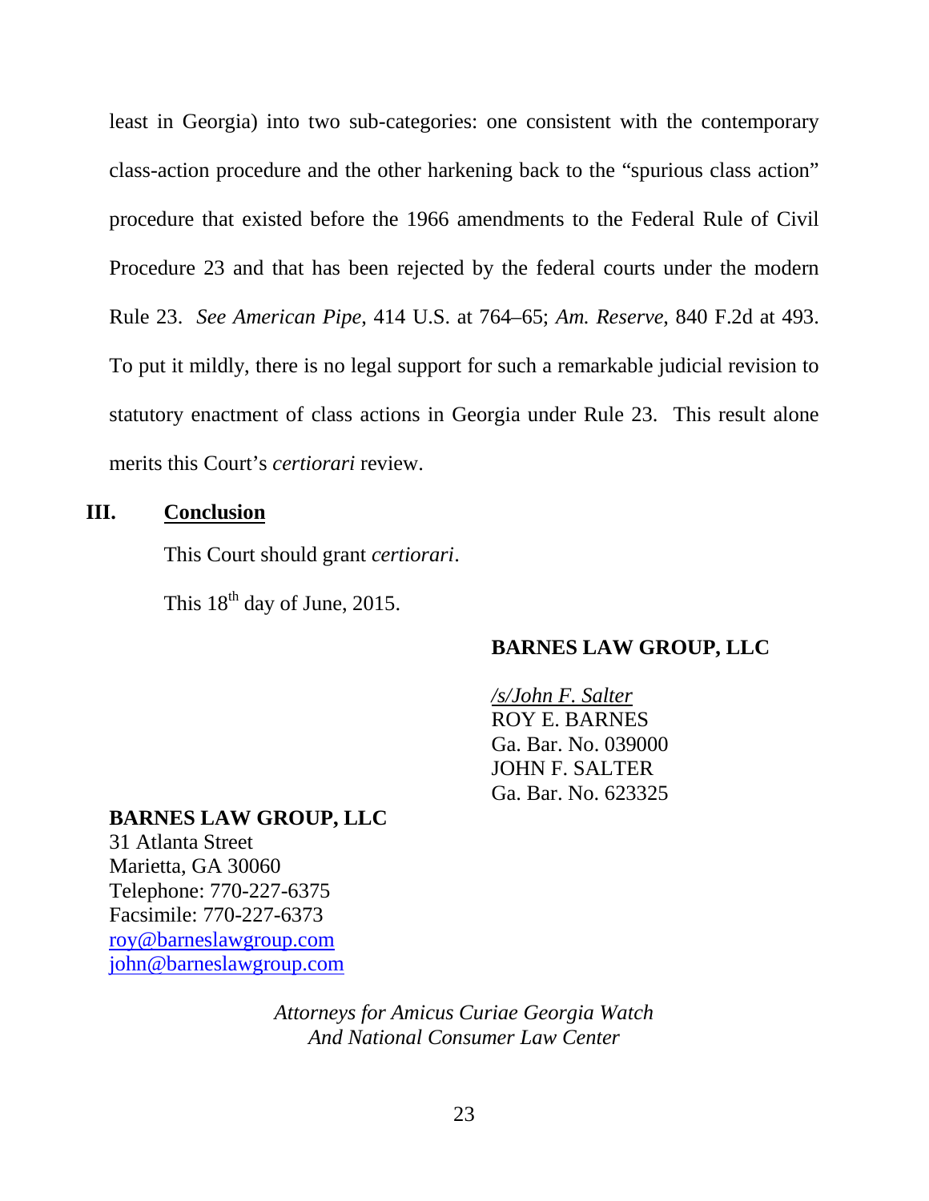least in Georgia) into two sub-categories: one consistent with the contemporary class-action procedure and the other harkening back to the "spurious class action" procedure that existed before the 1966 amendments to the Federal Rule of Civil Procedure 23 and that has been rejected by the federal courts under the modern Rule 23. *See American Pipe*, 414 U.S. at 764–65; *Am. Reserve*, 840 F.2d at 493. To put it mildly, there is no legal support for such a remarkable judicial revision to statutory enactment of class actions in Georgia under Rule 23. This result alone merits this Court's *certiorari* review.

## III. <u>Conclusion</u>

This Court should grant *certiorari*.

This 18th day of June, 2015.

**BARNES LAW GROUP, LLC**

*<u>/s/John F. Salter</u>*
ROY E. BARNES
Ga. Bar. No. 039000
JOHN F. SALTER
Ga. Bar. No. 623325

**BARNES LAW GROUP, LLC**
31 Atlanta Street
Marietta, GA 30060
Telephone: 770-227-6375
Facsimile: 770-227-6373
roy@barneslawgroup.com
john@barneslawgroup.com

*Attorneys for Amicus Curiae Georgia Watch And National Consumer Law Center*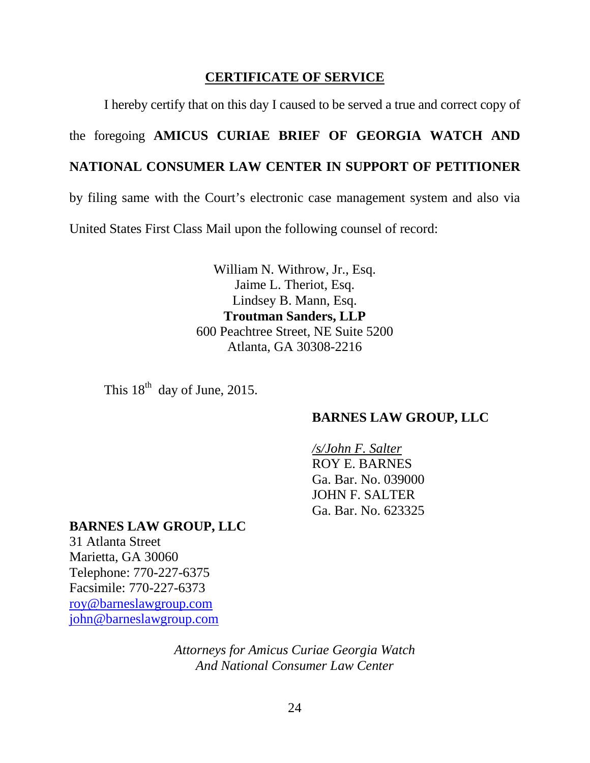## CERTIFICATE OF SERVICE

I hereby certify that on this day I caused to be served a true and correct copy of the foregoing **AMICUS CURIAE BRIEF OF GEORGIA WATCH AND NATIONAL CONSUMER LAW CENTER IN SUPPORT OF PETITIONER** by filing same with the Court's electronic case management system and also via United States First Class Mail upon the following counsel of record:

William N. Withrow, Jr., Esq.
Jaime L. Theriot, Esq.
Lindsey B. Mann, Esq.
**Troutman Sanders, LLP**
600 Peachtree Street, NE Suite 5200
Atlanta, GA 30308-2216

This 18th day of June, 2015.

**BARNES LAW GROUP, LLC**

*/s/John F. Salter*
ROY E. BARNES
Ga. Bar. No. 039000
JOHN F. SALTER
Ga. Bar. No. 623325

**BARNES LAW GROUP, LLC**
31 Atlanta Street
Marietta, GA 30060
Telephone: 770-227-6375
Facsimile: 770-227-6373
roy@barneslawgroup.com
john@barneslawgroup.com

*Attorneys for Amicus Curiae Georgia Watch And National Consumer Law Center*